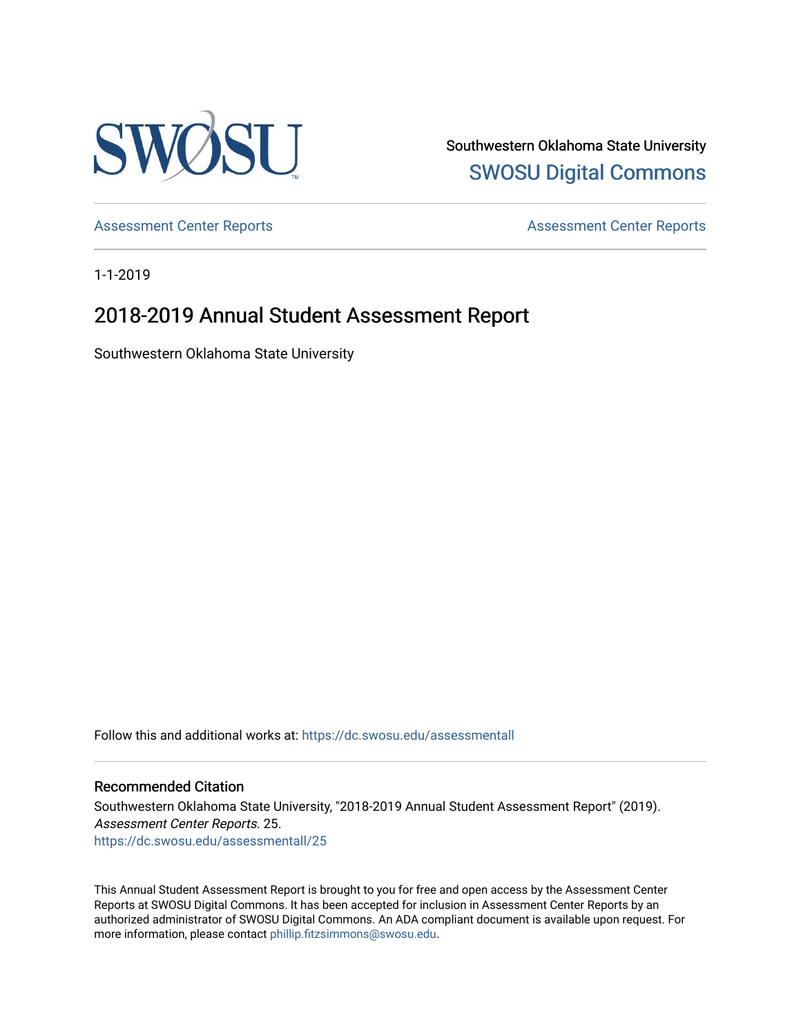Southwestern Oklahoma State University

SWOSU Digital Commons

Assessment Center Reports

Assessment Center Reports

1-1-2019

# 2018-2019 Annual Student Assessment Report

Southwestern Oklahoma State University

Follow this and additional works at: https://dc.swosu.edu/assessmentall

### Recommended Citation

Southwestern Oklahoma State University, "2018-2019 Annual Student Assessment Report" (2019). *Assessment Center Reports*. 25.
https://dc.swosu.edu/assessmentall/25

This Annual Student Assessment Report is brought to you for free and open access by the Assessment Center Reports at SWOSU Digital Commons. It has been accepted for inclusion in Assessment Center Reports by an authorized administrator of SWOSU Digital Commons. An ADA compliant document is available upon request. For more information, please contact phillip.fitzsimmons@swosu.edu.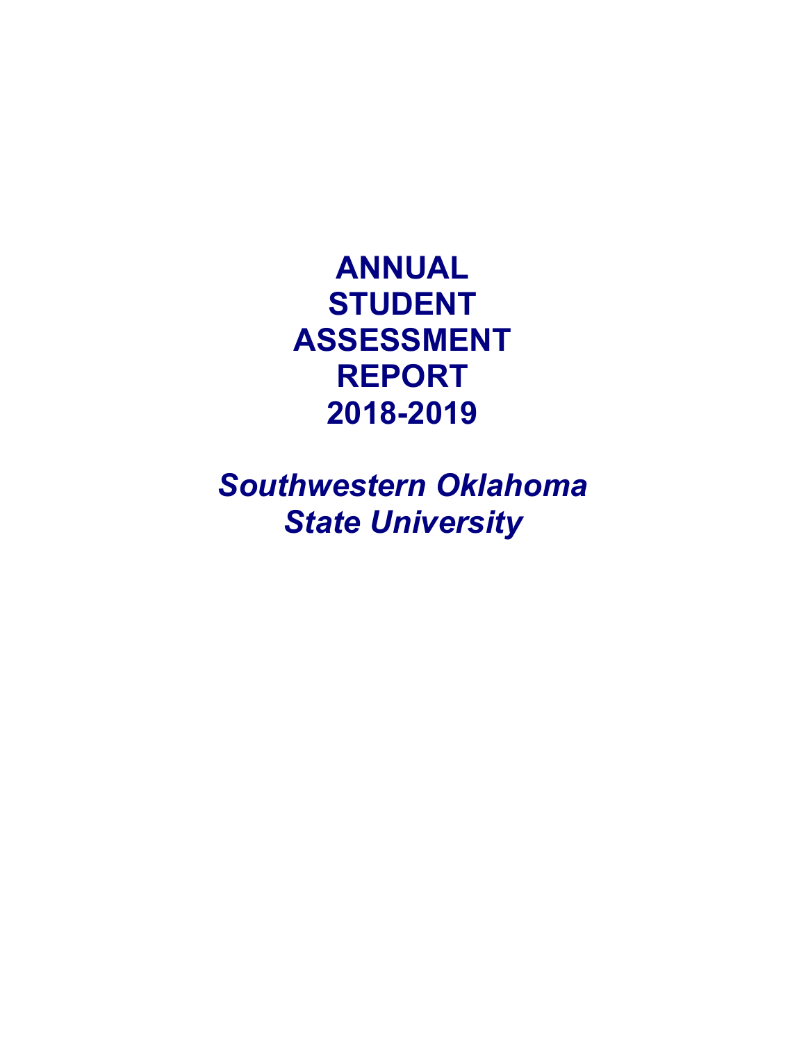# ANNUAL STUDENT ASSESSMENT REPORT 2018-2019

*Southwestern Oklahoma State University*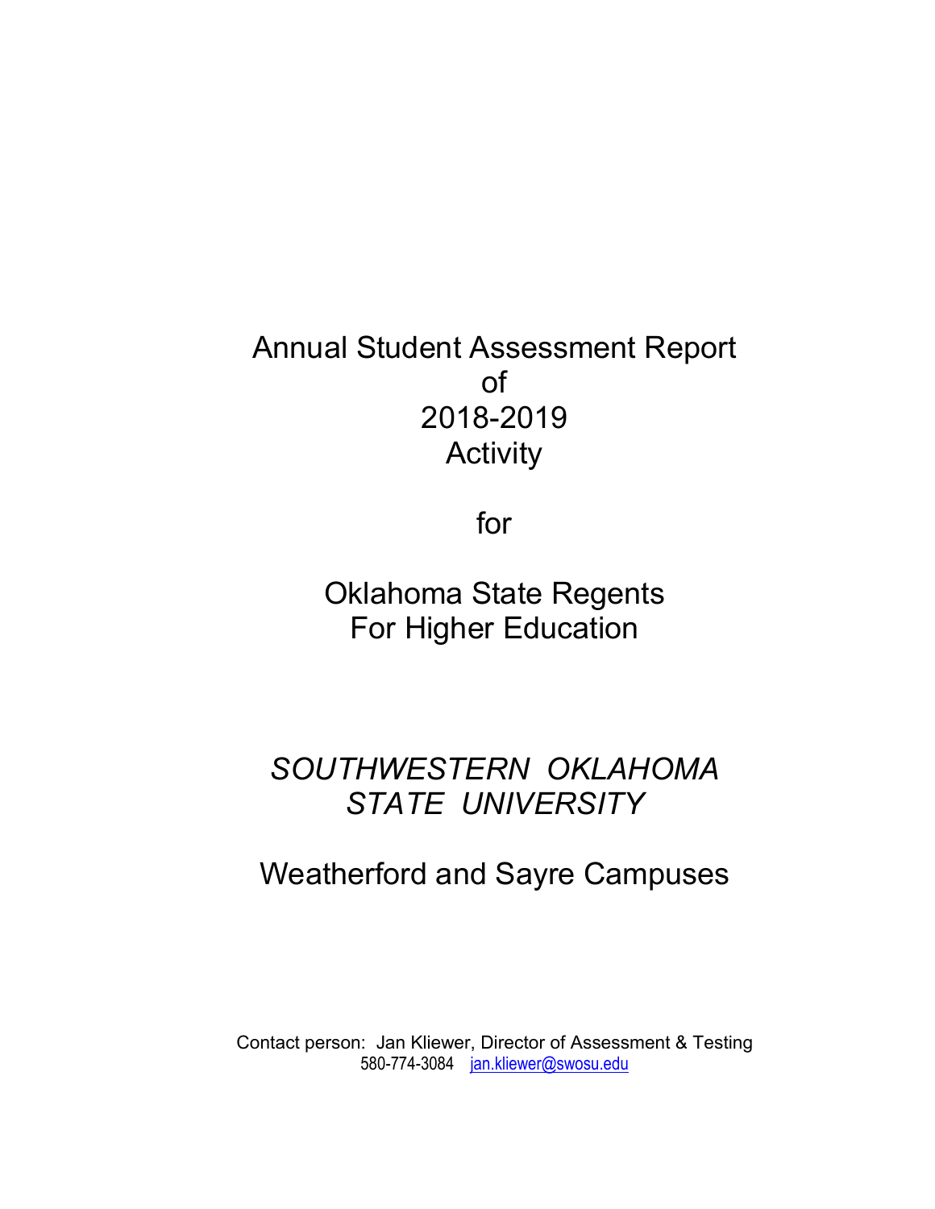# Annual Student Assessment Report of 2018-2019 Activity

for

# Oklahoma State Regents For Higher Education

## *SOUTHWESTERN OKLAHOMA STATE UNIVERSITY*

## Weatherford and Sayre Campuses

Contact person: Jan Kliewer, Director of Assessment & Testing
580-774-3084 jan.kliewer@swosu.edu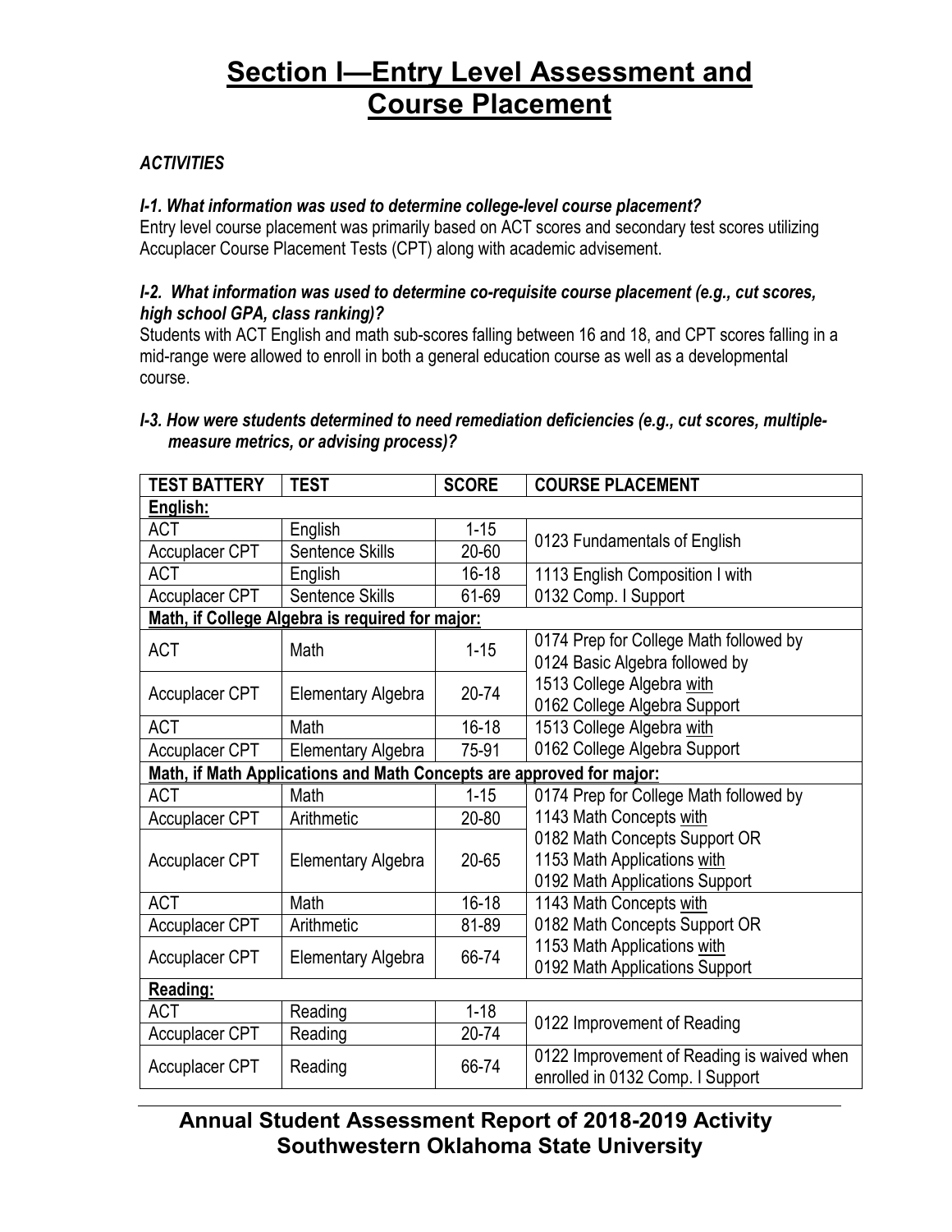# Section I—Entry Level Assessment and Course Placement

### *ACTIVITIES*

***I-1. What information was used to determine college-level course placement?***

Entry level course placement was primarily based on ACT scores and secondary test scores utilizing Accuplacer Course Placement Tests (CPT) along with academic advisement.

***I-2. What information was used to determine co-requisite course placement (e.g., cut scores, high school GPA, class ranking)?***

Students with ACT English and math sub-scores falling between 16 and 18, and CPT scores falling in a mid-range were allowed to enroll in both a general education course as well as a developmental course.

***I-3. How were students determined to need remediation deficiencies (e.g., cut scores, multiple-measure metrics, or advising process)?***

| TEST BATTERY | TEST | SCORE | COURSE PLACEMENT |
|---|---|---|---|
| **English:** | | | |
| ACT | English | 1-15 | 0123 Fundamentals of English |
| Accuplacer CPT | Sentence Skills | 20-60 | |
| ACT | English | 16-18 | 1113 English Composition I with 0132 Comp. I Support |
| Accuplacer CPT | Sentence Skills | 61-69 | |
| **Math, if College Algebra is required for major:** | | | |
| ACT | Math | 1-15 | 0174 Prep for College Math followed by 0124 Basic Algebra followed by 1513 College Algebra with 0162 College Algebra Support |
| Accuplacer CPT | Elementary Algebra | 20-74 | |
| ACT | Math | 16-18 | 1513 College Algebra with 0162 College Algebra Support |
| Accuplacer CPT | Elementary Algebra | 75-91 | |
| **Math, if Math Applications and Math Concepts are approved for major:** | | | |
| ACT | Math | 1-15 | 0174 Prep for College Math followed by 1143 Math Concepts with 0182 Math Concepts Support OR 1153 Math Applications with 0192 Math Applications Support |
| Accuplacer CPT | Arithmetic | 20-80 | |
| Accuplacer CPT | Elementary Algebra | 20-65 | |
| ACT | Math | 16-18 | 1143 Math Concepts with 0182 Math Concepts Support OR 1153 Math Applications with 0192 Math Applications Support |
| Accuplacer CPT | Arithmetic | 81-89 | |
| Accuplacer CPT | Elementary Algebra | 66-74 | |
| **Reading:** | | | |
| ACT | Reading | 1-18 | 0122 Improvement of Reading |
| Accuplacer CPT | Reading | 20-74 | |
| Accuplacer CPT | Reading | 66-74 | 0122 Improvement of Reading is waived when enrolled in 0132 Comp. I Support |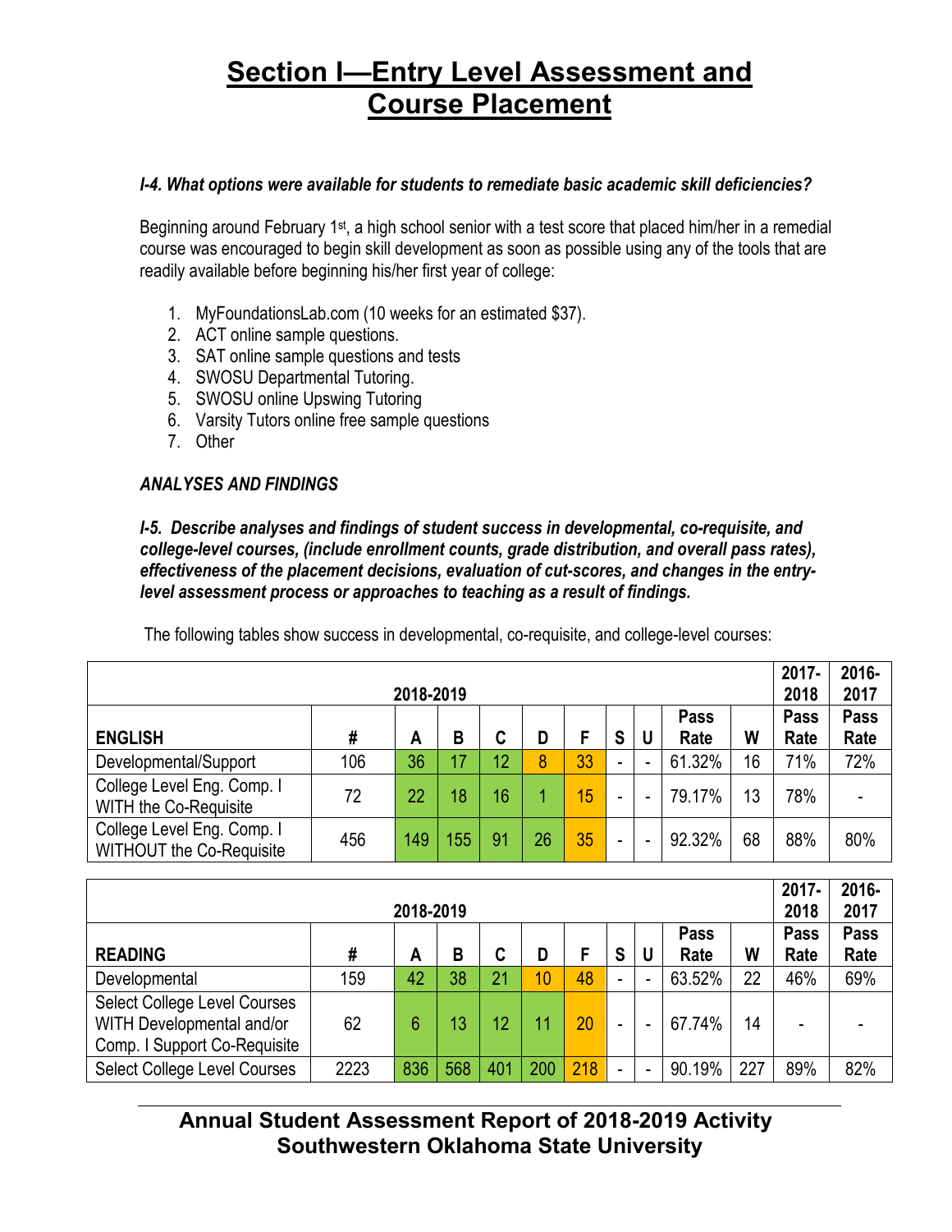# Section I—Entry Level Assessment and Course Placement

***I-4. What options were available for students to remediate basic academic skill deficiencies?***

Beginning around February 1st, a high school senior with a test score that placed him/her in a remedial course was encouraged to begin skill development as soon as possible using any of the tools that are readily available before beginning his/her first year of college:

1. MyFoundationsLab.com (10 weeks for an estimated $37).
2. ACT online sample questions.
3. SAT online sample questions and tests
4. SWOSU Departmental Tutoring.
5. SWOSU online Upswing Tutoring
6. Varsity Tutors online free sample questions
7. Other

***ANALYSES AND FINDINGS***

***I-5. Describe analyses and findings of student success in developmental, co-requisite, and college-level courses, (include enrollment counts, grade distribution, and overall pass rates), effectiveness of the placement decisions, evaluation of cut-scores, and changes in the entry-level assessment process or approaches to teaching as a result of findings.***

The following tables show success in developmental, co-requisite, and college-level courses:

| 2018-2019 | | | | | | | | | | | 2017-2018 | 2016-2017 |
|---|---|---|---|---|---|---|---|---|---|---|---|---|
| **ENGLISH** | **#** | **A** | **B** | **C** | **D** | **F** | **S** | **U** | **Pass Rate** | **W** | **Pass Rate** | **Pass Rate** |
| Developmental/Support | 106 | 36 | 17 | 12 | 8 | 33 | - | - | 61.32% | 16 | 71% | 72% |
| College Level Eng. Comp. I WITH the Co-Requisite | 72 | 22 | 18 | 16 | 1 | 15 | - | - | 79.17% | 13 | 78% | - |
| College Level Eng. Comp. I WITHOUT the Co-Requisite | 456 | 149 | 155 | 91 | 26 | 35 | - | - | 92.32% | 68 | 88% | 80% |

| 2018-2019 | | | | | | | | | | | 2017-2018 | 2016-2017 |
|---|---|---|---|---|---|---|---|---|---|---|---|---|
| **READING** | **#** | **A** | **B** | **C** | **D** | **F** | **S** | **U** | **Pass Rate** | **W** | **Pass Rate** | **Pass Rate** |
| Developmental | 159 | 42 | 38 | 21 | 10 | 48 | - | - | 63.52% | 22 | 46% | 69% |
| Select College Level Courses WITH Developmental and/or Comp. I Support Co-Requisite | 62 | 6 | 13 | 12 | 11 | 20 | - | - | 67.74% | 14 | - | - |
| Select College Level Courses | 2223 | 836 | 568 | 401 | 200 | 218 | - | - | 90.19% | 227 | 89% | 82% |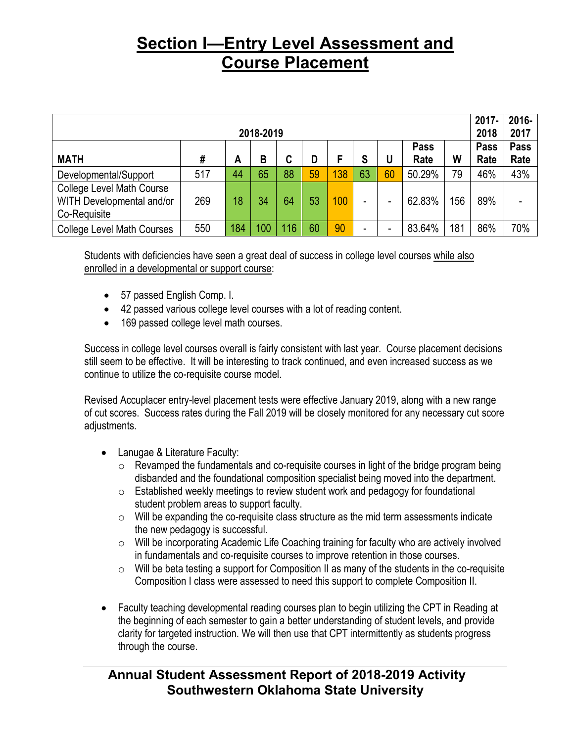# Section I—Entry Level Assessment and Course Placement

| | | | | | | | | | | | 2017-2018 | 2016-2017 |
|---|---|---|---|---|---|---|---|---|---|---|---|---|
| **2018-2019** | | | | | | | | | | | | |
| **MATH** | **#** | **A** | **B** | **C** | **D** | **F** | **S** | **U** | **Pass Rate** | **W** | **Pass Rate** | **Pass Rate** |
| Developmental/Support | 517 | 44 | 65 | 88 | 59 | 138 | 63 | 60 | 50.29% | 79 | 46% | 43% |
| College Level Math Course WITH Developmental and/or Co-Requisite | 269 | 18 | 34 | 64 | 53 | 100 | - | - | 62.83% | 156 | 89% | - |
| College Level Math Courses | 550 | 184 | 100 | 116 | 60 | 90 | - | - | 83.64% | 181 | 86% | 70% |

Students with deficiencies have seen a great deal of success in college level courses while also enrolled in a developmental or support course:

- 57 passed English Comp. I.
- 42 passed various college level courses with a lot of reading content.
- 169 passed college level math courses.

Success in college level courses overall is fairly consistent with last year. Course placement decisions still seem to be effective. It will be interesting to track continued, and even increased success as we continue to utilize the co-requisite course model.

Revised Accuplacer entry-level placement tests were effective January 2019, along with a new range of cut scores. Success rates during the Fall 2019 will be closely monitored for any necessary cut score adjustments.

- Lanugae & Literature Faculty:
  - Revamped the fundamentals and co-requisite courses in light of the bridge program being disbanded and the foundational composition specialist being moved into the department.
  - Established weekly meetings to review student work and pedagogy for foundational student problem areas to support faculty.
  - Will be expanding the co-requisite class structure as the mid term assessments indicate the new pedagogy is successful.
  - Will be incorporating Academic Life Coaching training for faculty who are actively involved in fundamentals and co-requisite courses to improve retention in those courses.
  - Will be beta testing a support for Composition II as many of the students in the co-requisite Composition I class were assessed to need this support to complete Composition II.

- Faculty teaching developmental reading courses plan to begin utilizing the CPT in Reading at the beginning of each semester to gain a better understanding of student levels, and provide clarity for targeted instruction. We will then use that CPT intermittently as students progress through the course.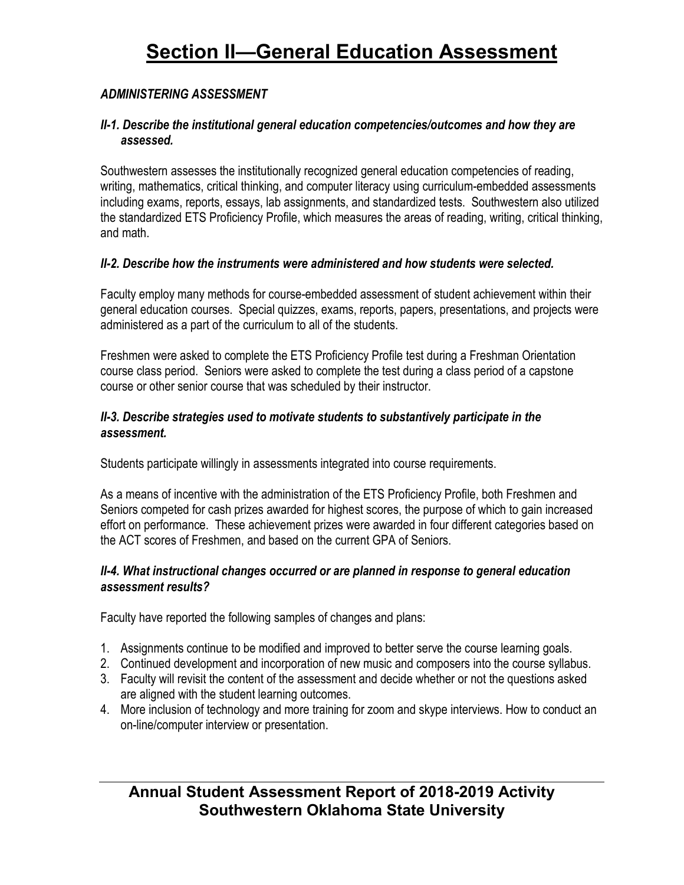# Section II—General Education Assessment

### *ADMINISTERING ASSESSMENT*

#### *II-1. Describe the institutional general education competencies/outcomes and how they are assessed.*

Southwestern assesses the institutionally recognized general education competencies of reading, writing, mathematics, critical thinking, and computer literacy using curriculum-embedded assessments including exams, reports, essays, lab assignments, and standardized tests. Southwestern also utilized the standardized ETS Proficiency Profile, which measures the areas of reading, writing, critical thinking, and math.

#### *II-2. Describe how the instruments were administered and how students were selected.*

Faculty employ many methods for course-embedded assessment of student achievement within their general education courses. Special quizzes, exams, reports, papers, presentations, and projects were administered as a part of the curriculum to all of the students.

Freshmen were asked to complete the ETS Proficiency Profile test during a Freshman Orientation course class period. Seniors were asked to complete the test during a class period of a capstone course or other senior course that was scheduled by their instructor.

#### *II-3. Describe strategies used to motivate students to substantively participate in the assessment.*

Students participate willingly in assessments integrated into course requirements.

As a means of incentive with the administration of the ETS Proficiency Profile, both Freshmen and Seniors competed for cash prizes awarded for highest scores, the purpose of which to gain increased effort on performance. These achievement prizes were awarded in four different categories based on the ACT scores of Freshmen, and based on the current GPA of Seniors.

#### *II-4. What instructional changes occurred or are planned in response to general education assessment results?*

Faculty have reported the following samples of changes and plans:

1. Assignments continue to be modified and improved to better serve the course learning goals.
2. Continued development and incorporation of new music and composers into the course syllabus.
3. Faculty will revisit the content of the assessment and decide whether or not the questions asked are aligned with the student learning outcomes.
4. More inclusion of technology and more training for zoom and skype interviews. How to conduct an on-line/computer interview or presentation.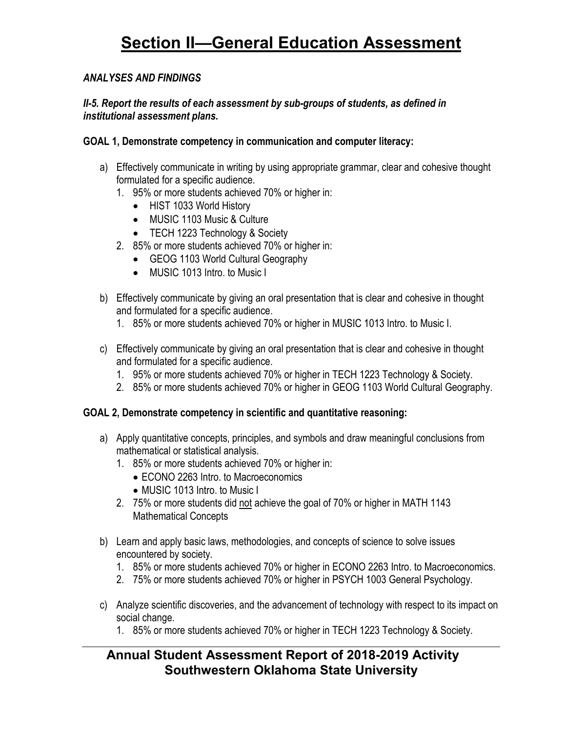# Section II—General Education Assessment

***ANALYSES AND FINDINGS***

***II-5. Report the results of each assessment by sub-groups of students, as defined in institutional assessment plans.***

**GOAL 1, Demonstrate competency in communication and computer literacy:**

a) Effectively communicate in writing by using appropriate grammar, clear and cohesive thought formulated for a specific audience.
   1. 95% or more students achieved 70% or higher in:
      - HIST 1033 World History
      - MUSIC 1103 Music & Culture
      - TECH 1223 Technology & Society
   2. 85% or more students achieved 70% or higher in:
      - GEOG 1103 World Cultural Geography
      - MUSIC 1013 Intro. to Music I

b) Effectively communicate by giving an oral presentation that is clear and cohesive in thought and formulated for a specific audience.
   1. 85% or more students achieved 70% or higher in MUSIC 1013 Intro. to Music I.

c) Effectively communicate by giving an oral presentation that is clear and cohesive in thought and formulated for a specific audience.
   1. 95% or more students achieved 70% or higher in TECH 1223 Technology & Society.
   2. 85% or more students achieved 70% or higher in GEOG 1103 World Cultural Geography.

**GOAL 2, Demonstrate competency in scientific and quantitative reasoning:**

a) Apply quantitative concepts, principles, and symbols and draw meaningful conclusions from mathematical or statistical analysis.
   1. 85% or more students achieved 70% or higher in:
      - ECONO 2263 Intro. to Macroeconomics
      - MUSIC 1013 Intro. to Music I
   2. 75% or more students did <u>not</u> achieve the goal of 70% or higher in MATH 1143 Mathematical Concepts

b) Learn and apply basic laws, methodologies, and concepts of science to solve issues encountered by society.
   1. 85% or more students achieved 70% or higher in ECONO 2263 Intro. to Macroeconomics.
   2. 75% or more students achieved 70% or higher in PSYCH 1003 General Psychology.

c) Analyze scientific discoveries, and the advancement of technology with respect to its impact on social change.
   1. 85% or more students achieved 70% or higher in TECH 1223 Technology & Society.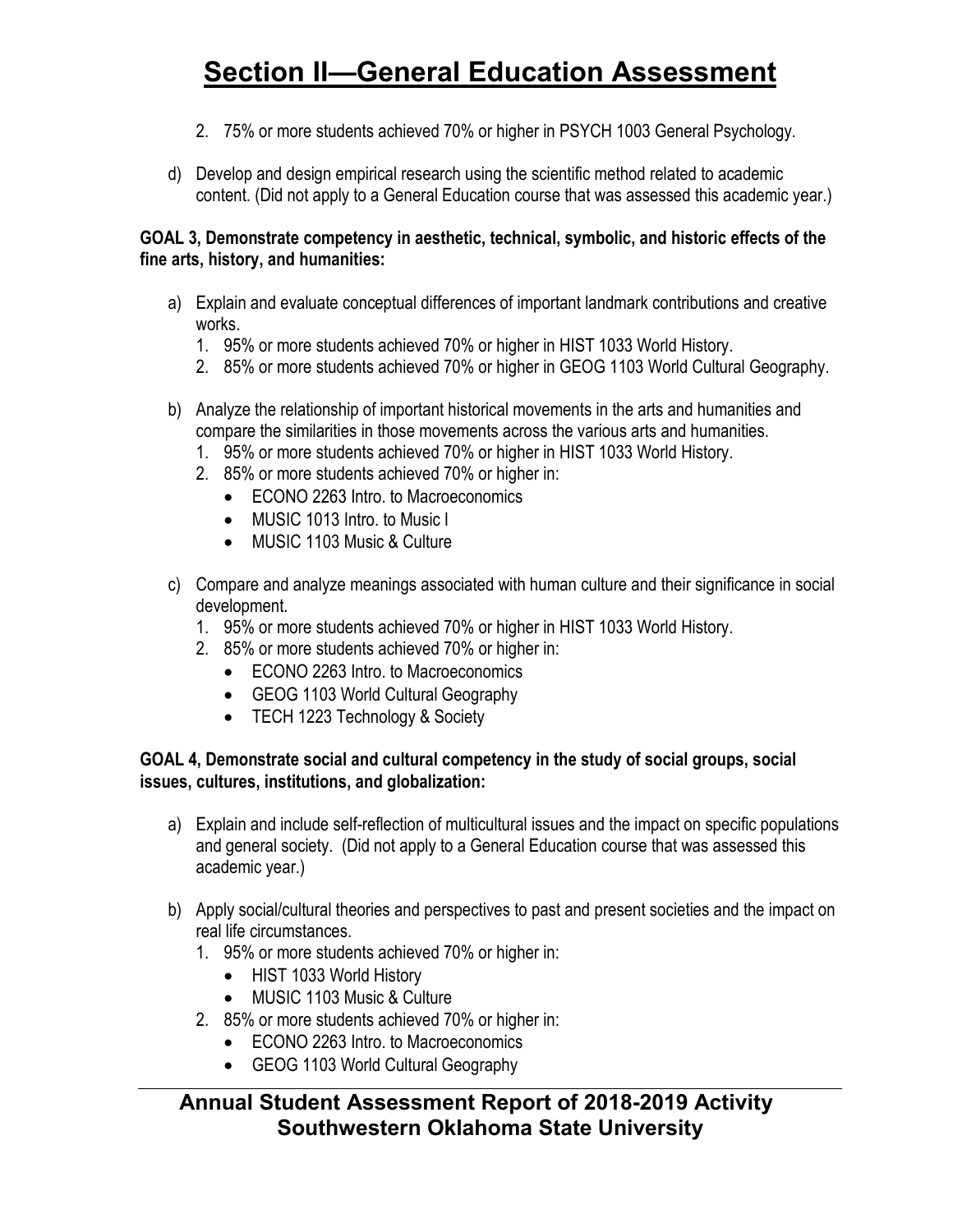2. 75% or more students achieved 70% or higher in PSYCH 1003 General Psychology.

d) Develop and design empirical research using the scientific method related to academic content. (Did not apply to a General Education course that was assessed this academic year.)

**GOAL 3, Demonstrate competency in aesthetic, technical, symbolic, and historic effects of the fine arts, history, and humanities:**

a) Explain and evaluate conceptual differences of important landmark contributions and creative works.
   1. 95% or more students achieved 70% or higher in HIST 1033 World History.
   2. 85% or more students achieved 70% or higher in GEOG 1103 World Cultural Geography.

b) Analyze the relationship of important historical movements in the arts and humanities and compare the similarities in those movements across the various arts and humanities.
   1. 95% or more students achieved 70% or higher in HIST 1033 World History.
   2. 85% or more students achieved 70% or higher in:
      - ECONO 2263 Intro. to Macroeconomics
      - MUSIC 1013 Intro. to Music I
      - MUSIC 1103 Music & Culture

c) Compare and analyze meanings associated with human culture and their significance in social development.
   1. 95% or more students achieved 70% or higher in HIST 1033 World History.
   2. 85% or more students achieved 70% or higher in:
      - ECONO 2263 Intro. to Macroeconomics
      - GEOG 1103 World Cultural Geography
      - TECH 1223 Technology & Society

**GOAL 4, Demonstrate social and cultural competency in the study of social groups, social issues, cultures, institutions, and globalization:**

a) Explain and include self-reflection of multicultural issues and the impact on specific populations and general society. (Did not apply to a General Education course that was assessed this academic year.)

b) Apply social/cultural theories and perspectives to past and present societies and the impact on real life circumstances.
   1. 95% or more students achieved 70% or higher in:
      - HIST 1033 World History
      - MUSIC 1103 Music & Culture
   2. 85% or more students achieved 70% or higher in:
      - ECONO 2263 Intro. to Macroeconomics
      - GEOG 1103 World Cultural Geography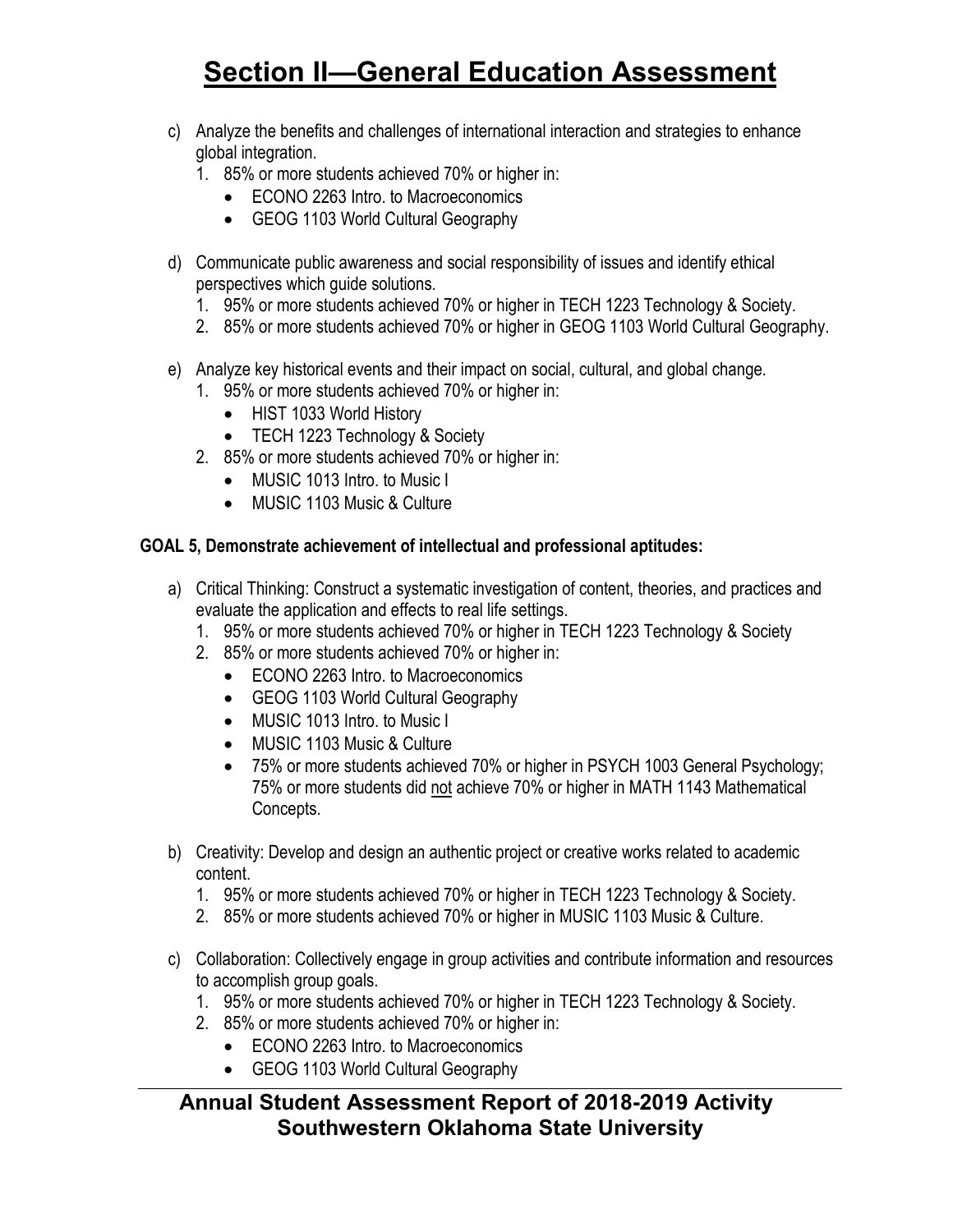# Section II—General Education Assessment

c) Analyze the benefits and challenges of international interaction and strategies to enhance global integration.
   1. 85% or more students achieved 70% or higher in:
      - ECONO 2263 Intro. to Macroeconomics
      - GEOG 1103 World Cultural Geography

d) Communicate public awareness and social responsibility of issues and identify ethical perspectives which guide solutions.
   1. 95% or more students achieved 70% or higher in TECH 1223 Technology & Society.
   2. 85% or more students achieved 70% or higher in GEOG 1103 World Cultural Geography.

e) Analyze key historical events and their impact on social, cultural, and global change.
   1. 95% or more students achieved 70% or higher in:
      - HIST 1033 World History
      - TECH 1223 Technology & Society
   2. 85% or more students achieved 70% or higher in:
      - MUSIC 1013 Intro. to Music I
      - MUSIC 1103 Music & Culture

**GOAL 5, Demonstrate achievement of intellectual and professional aptitudes:**

a) Critical Thinking: Construct a systematic investigation of content, theories, and practices and evaluate the application and effects to real life settings.
   1. 95% or more students achieved 70% or higher in TECH 1223 Technology & Society
   2. 85% or more students achieved 70% or higher in:
      - ECONO 2263 Intro. to Macroeconomics
      - GEOG 1103 World Cultural Geography
      - MUSIC 1013 Intro. to Music I
      - MUSIC 1103 Music & Culture
      - 75% or more students achieved 70% or higher in PSYCH 1003 General Psychology; 75% or more students did <u>not</u> achieve 70% or higher in MATH 1143 Mathematical Concepts.

b) Creativity: Develop and design an authentic project or creative works related to academic content.
   1. 95% or more students achieved 70% or higher in TECH 1223 Technology & Society.
   2. 85% or more students achieved 70% or higher in MUSIC 1103 Music & Culture.

c) Collaboration: Collectively engage in group activities and contribute information and resources to accomplish group goals.
   1. 95% or more students achieved 70% or higher in TECH 1223 Technology & Society.
   2. 85% or more students achieved 70% or higher in:
      - ECONO 2263 Intro. to Macroeconomics
      - GEOG 1103 World Cultural Geography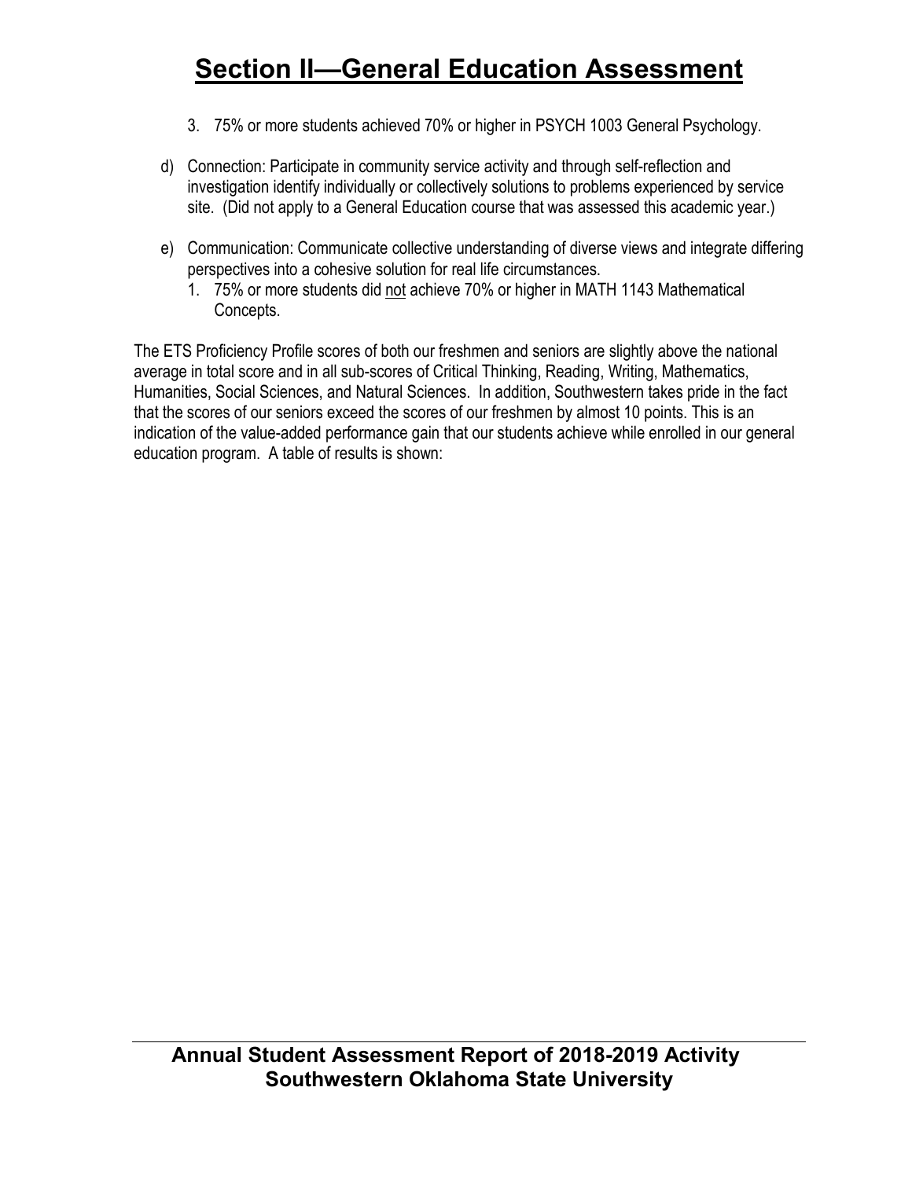# Section II—General Education Assessment

3. 75% or more students achieved 70% or higher in PSYCH 1003 General Psychology.

d) Connection: Participate in community service activity and through self-reflection and investigation identify individually or collectively solutions to problems experienced by service site. (Did not apply to a General Education course that was assessed this academic year.)

e) Communication: Communicate collective understanding of diverse views and integrate differing perspectives into a cohesive solution for real life circumstances.
   1. 75% or more students did not achieve 70% or higher in MATH 1143 Mathematical Concepts.

The ETS Proficiency Profile scores of both our freshmen and seniors are slightly above the national average in total score and in all sub-scores of Critical Thinking, Reading, Writing, Mathematics, Humanities, Social Sciences, and Natural Sciences. In addition, Southwestern takes pride in the fact that the scores of our seniors exceed the scores of our freshmen by almost 10 points. This is an indication of the value-added performance gain that our students achieve while enrolled in our general education program. A table of results is shown: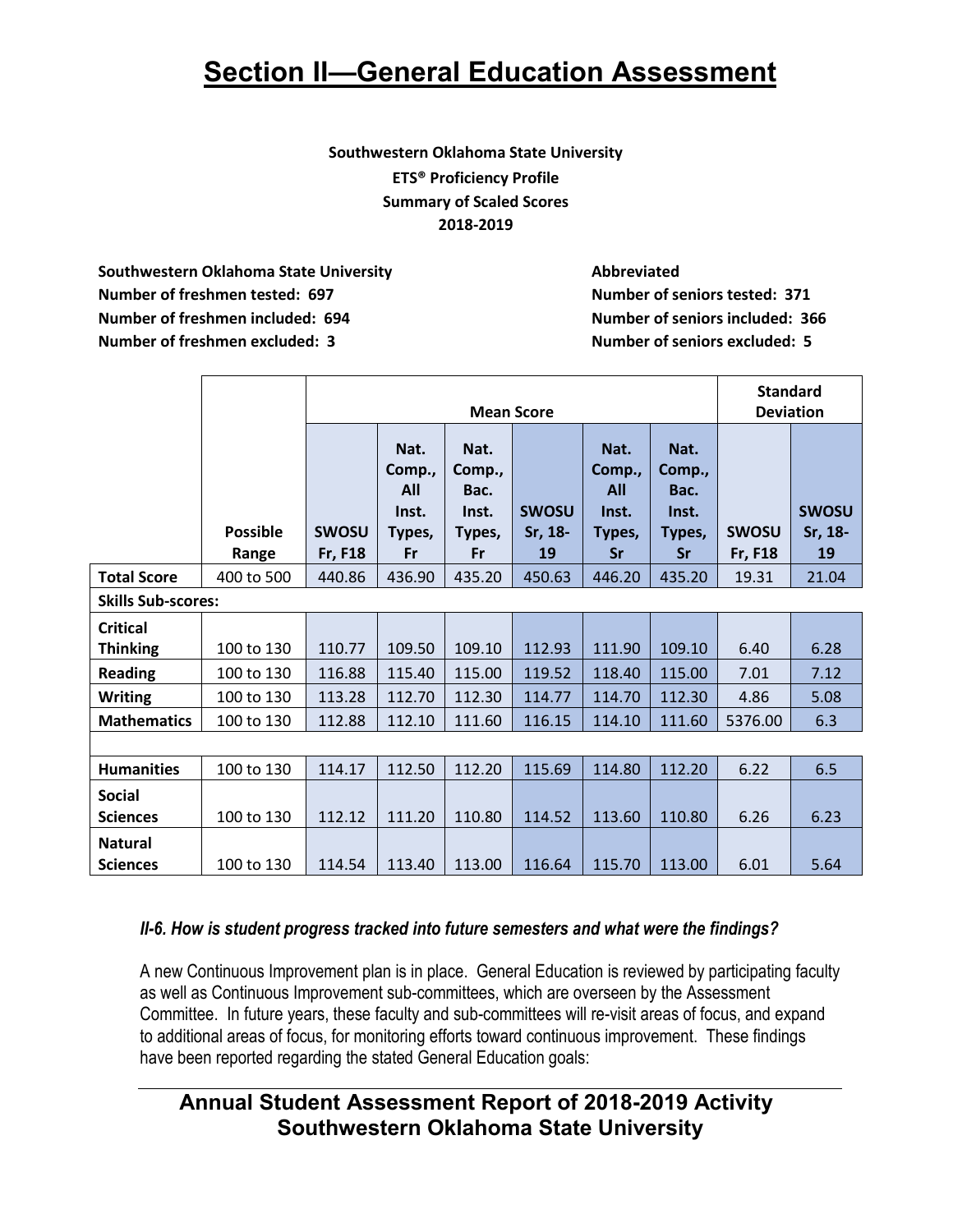# Section II—General Education Assessment

**Southwestern Oklahoma State University**
**ETS® Proficiency Profile**
**Summary of Scaled Scores**
**2018-2019**

**Southwestern Oklahoma State University**
**Number of freshmen tested: 697**
**Number of freshmen included: 694**
**Number of freshmen excluded: 3**

**Abbreviated**
**Number of seniors tested: 371**
**Number of seniors included: 366**
**Number of seniors excluded: 5**

| | | Mean Score | | | | | | Standard Deviation | |
|---|---|---|---|---|---|---|---|---|---|
| | Possible Range | SWOSU Fr, F18 | Nat. Comp., All Inst. Types, Fr | Nat. Comp., Bac. Inst. Types, Fr | SWOSU Sr, 18-19 | Nat. Comp., All Inst. Types, Sr | Nat. Comp., Bac. Inst. Types, Sr | SWOSU Fr, F18 | SWOSU Sr, 18-19 |
| **Total Score** | 400 to 500 | 440.86 | 436.90 | 435.20 | 450.63 | 446.20 | 435.20 | 19.31 | 21.04 |
| **Skills Sub-scores:** | | | | | | | | | |
| **Critical Thinking** | 100 to 130 | 110.77 | 109.50 | 109.10 | 112.93 | 111.90 | 109.10 | 6.40 | 6.28 |
| **Reading** | 100 to 130 | 116.88 | 115.40 | 115.00 | 119.52 | 118.40 | 115.00 | 7.01 | 7.12 |
| **Writing** | 100 to 130 | 113.28 | 112.70 | 112.30 | 114.77 | 114.70 | 112.30 | 4.86 | 5.08 |
| **Mathematics** | 100 to 130 | 112.88 | 112.10 | 111.60 | 116.15 | 114.10 | 111.60 | 5376.00 | 6.3 |
| | | | | | | | | | |
| **Humanities** | 100 to 130 | 114.17 | 112.50 | 112.20 | 115.69 | 114.80 | 112.20 | 6.22 | 6.5 |
| **Social Sciences** | 100 to 130 | 112.12 | 111.20 | 110.80 | 114.52 | 113.60 | 110.80 | 6.26 | 6.23 |
| **Natural Sciences** | 100 to 130 | 114.54 | 113.40 | 113.00 | 116.64 | 115.70 | 113.00 | 6.01 | 5.64 |

### *II-6. How is student progress tracked into future semesters and what were the findings?*

A new Continuous Improvement plan is in place. General Education is reviewed by participating faculty as well as Continuous Improvement sub-committees, which are overseen by the Assessment Committee. In future years, these faculty and sub-committees will re-visit areas of focus, and expand to additional areas of focus, for monitoring efforts toward continuous improvement. These findings have been reported regarding the stated General Education goals: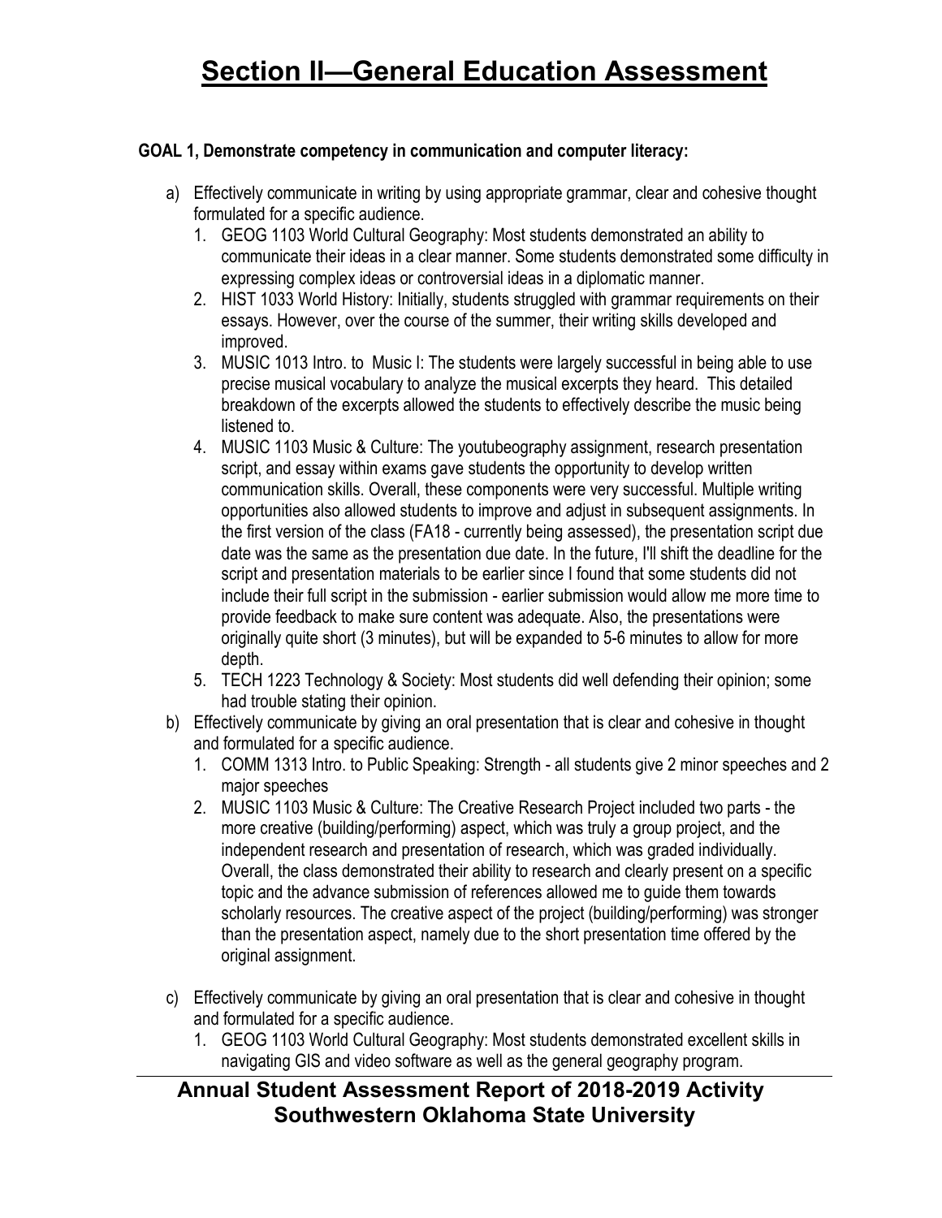# Section II—General Education Assessment

**GOAL 1, Demonstrate competency in communication and computer literacy:**

a) Effectively communicate in writing by using appropriate grammar, clear and cohesive thought formulated for a specific audience.
   1. GEOG 1103 World Cultural Geography: Most students demonstrated an ability to communicate their ideas in a clear manner. Some students demonstrated some difficulty in expressing complex ideas or controversial ideas in a diplomatic manner.
   2. HIST 1033 World History: Initially, students struggled with grammar requirements on their essays. However, over the course of the summer, their writing skills developed and improved.
   3. MUSIC 1013 Intro. to Music I: The students were largely successful in being able to use precise musical vocabulary to analyze the musical excerpts they heard. This detailed breakdown of the excerpts allowed the students to effectively describe the music being listened to.
   4. MUSIC 1103 Music & Culture: The youtubeography assignment, research presentation script, and essay within exams gave students the opportunity to develop written communication skills. Overall, these components were very successful. Multiple writing opportunities also allowed students to improve and adjust in subsequent assignments. In the first version of the class (FA18 - currently being assessed), the presentation script due date was the same as the presentation due date. In the future, I'll shift the deadline for the script and presentation materials to be earlier since I found that some students did not include their full script in the submission - earlier submission would allow me more time to provide feedback to make sure content was adequate. Also, the presentations were originally quite short (3 minutes), but will be expanded to 5-6 minutes to allow for more depth.
   5. TECH 1223 Technology & Society: Most students did well defending their opinion; some had trouble stating their opinion.

b) Effectively communicate by giving an oral presentation that is clear and cohesive in thought and formulated for a specific audience.
   1. COMM 1313 Intro. to Public Speaking: Strength - all students give 2 minor speeches and 2 major speeches
   2. MUSIC 1103 Music & Culture: The Creative Research Project included two parts - the more creative (building/performing) aspect, which was truly a group project, and the independent research and presentation of research, which was graded individually. Overall, the class demonstrated their ability to research and clearly present on a specific topic and the advance submission of references allowed me to guide them towards scholarly resources. The creative aspect of the project (building/performing) was stronger than the presentation aspect, namely due to the short presentation time offered by the original assignment.

c) Effectively communicate by giving an oral presentation that is clear and cohesive in thought and formulated for a specific audience.
   1. GEOG 1103 World Cultural Geography: Most students demonstrated excellent skills in navigating GIS and video software as well as the general geography program.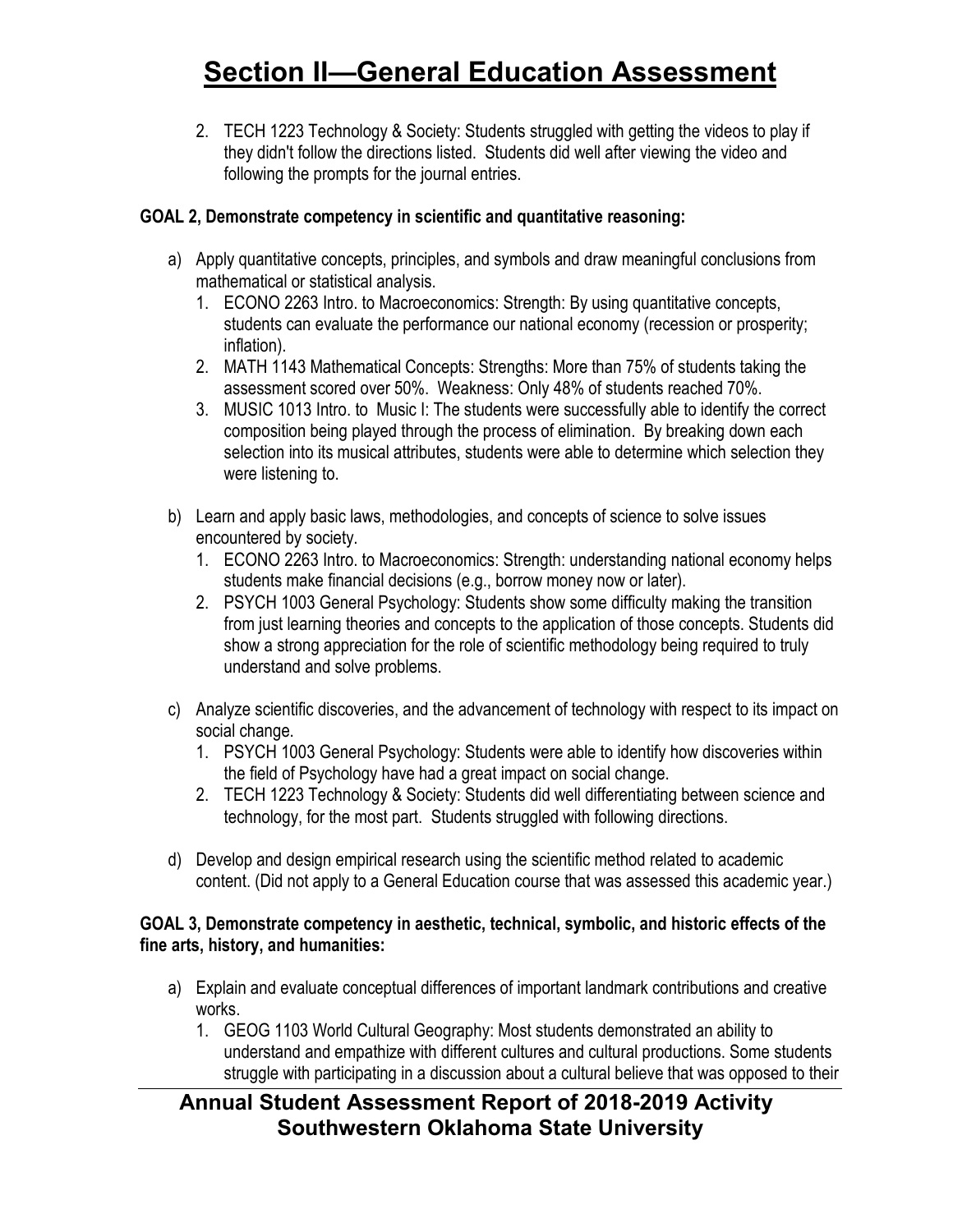# Section II—General Education Assessment

2. TECH 1223 Technology & Society: Students struggled with getting the videos to play if they didn't follow the directions listed. Students did well after viewing the video and following the prompts for the journal entries.

**GOAL 2, Demonstrate competency in scientific and quantitative reasoning:**

a) Apply quantitative concepts, principles, and symbols and draw meaningful conclusions from mathematical or statistical analysis.
   1. ECONO 2263 Intro. to Macroeconomics: Strength: By using quantitative concepts, students can evaluate the performance our national economy (recession or prosperity; inflation).
   2. MATH 1143 Mathematical Concepts: Strengths: More than 75% of students taking the assessment scored over 50%. Weakness: Only 48% of students reached 70%.
   3. MUSIC 1013 Intro. to Music I: The students were successfully able to identify the correct composition being played through the process of elimination. By breaking down each selection into its musical attributes, students were able to determine which selection they were listening to.

b) Learn and apply basic laws, methodologies, and concepts of science to solve issues encountered by society.
   1. ECONO 2263 Intro. to Macroeconomics: Strength: understanding national economy helps students make financial decisions (e.g., borrow money now or later).
   2. PSYCH 1003 General Psychology: Students show some difficulty making the transition from just learning theories and concepts to the application of those concepts. Students did show a strong appreciation for the role of scientific methodology being required to truly understand and solve problems.

c) Analyze scientific discoveries, and the advancement of technology with respect to its impact on social change.
   1. PSYCH 1003 General Psychology: Students were able to identify how discoveries within the field of Psychology have had a great impact on social change.
   2. TECH 1223 Technology & Society: Students did well differentiating between science and technology, for the most part. Students struggled with following directions.

d) Develop and design empirical research using the scientific method related to academic content. (Did not apply to a General Education course that was assessed this academic year.)

**GOAL 3, Demonstrate competency in aesthetic, technical, symbolic, and historic effects of the fine arts, history, and humanities:**

a) Explain and evaluate conceptual differences of important landmark contributions and creative works.
   1. GEOG 1103 World Cultural Geography: Most students demonstrated an ability to understand and empathize with different cultures and cultural productions. Some students struggle with participating in a discussion about a cultural believe that was opposed to their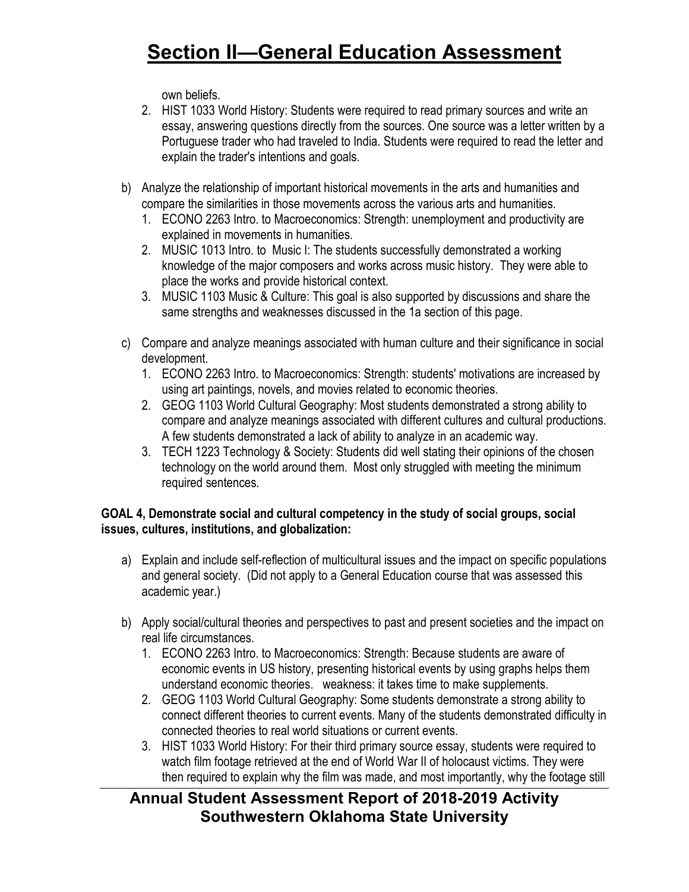own beliefs.

2. HIST 1033 World History: Students were required to read primary sources and write an essay, answering questions directly from the sources. One source was a letter written by a Portuguese trader who had traveled to India. Students were required to read the letter and explain the trader's intentions and goals.

b) Analyze the relationship of important historical movements in the arts and humanities and compare the similarities in those movements across the various arts and humanities.
   1. ECONO 2263 Intro. to Macroeconomics: Strength: unemployment and productivity are explained in movements in humanities.
   2. MUSIC 1013 Intro. to Music I: The students successfully demonstrated a working knowledge of the major composers and works across music history. They were able to place the works and provide historical context.
   3. MUSIC 1103 Music & Culture: This goal is also supported by discussions and share the same strengths and weaknesses discussed in the 1a section of this page.

c) Compare and analyze meanings associated with human culture and their significance in social development.
   1. ECONO 2263 Intro. to Macroeconomics: Strength: students' motivations are increased by using art paintings, novels, and movies related to economic theories.
   2. GEOG 1103 World Cultural Geography: Most students demonstrated a strong ability to compare and analyze meanings associated with different cultures and cultural productions. A few students demonstrated a lack of ability to analyze in an academic way.
   3. TECH 1223 Technology & Society: Students did well stating their opinions of the chosen technology on the world around them. Most only struggled with meeting the minimum required sentences.

**GOAL 4, Demonstrate social and cultural competency in the study of social groups, social issues, cultures, institutions, and globalization:**

a) Explain and include self-reflection of multicultural issues and the impact on specific populations and general society. (Did not apply to a General Education course that was assessed this academic year.)

b) Apply social/cultural theories and perspectives to past and present societies and the impact on real life circumstances.
   1. ECONO 2263 Intro. to Macroeconomics: Strength: Because students are aware of economic events in US history, presenting historical events by using graphs helps them understand economic theories. weakness: it takes time to make supplements.
   2. GEOG 1103 World Cultural Geography: Some students demonstrate a strong ability to connect different theories to current events. Many of the students demonstrated difficulty in connected theories to real world situations or current events.
   3. HIST 1033 World History: For their third primary source essay, students were required to watch film footage retrieved at the end of World War II of holocaust victims. They were then required to explain why the film was made, and most importantly, why the footage still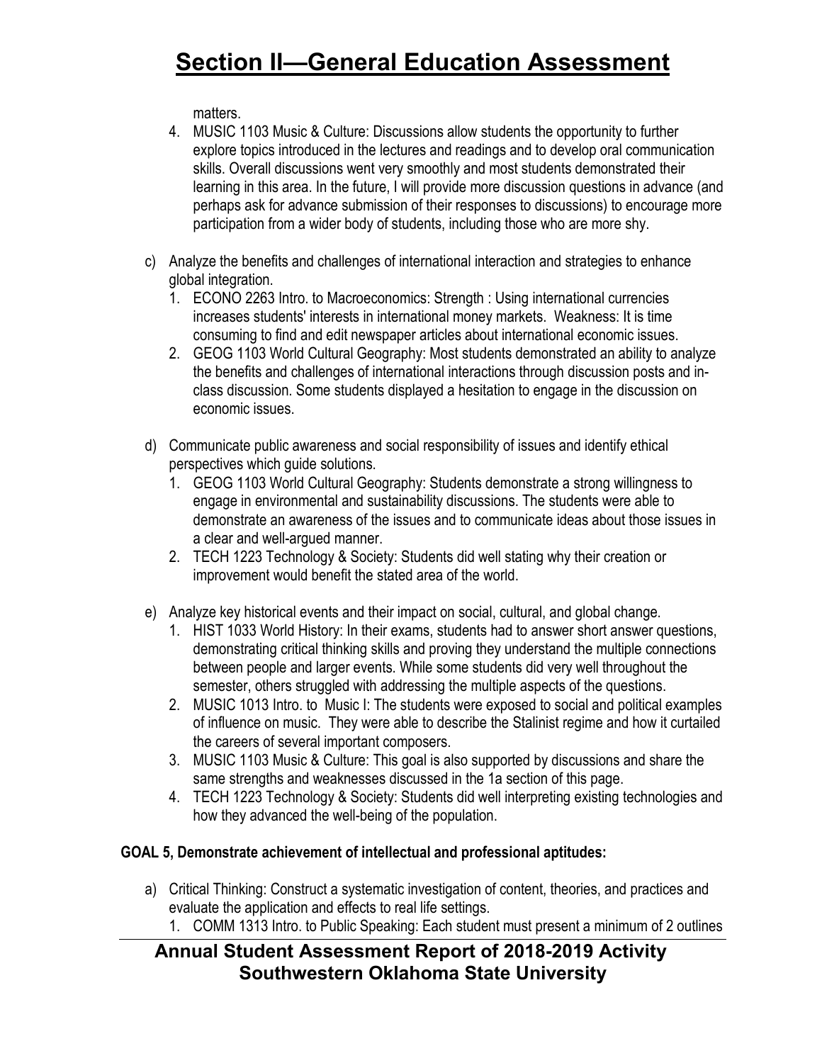matters.

4. MUSIC 1103 Music & Culture: Discussions allow students the opportunity to further explore topics introduced in the lectures and readings and to develop oral communication skills. Overall discussions went very smoothly and most students demonstrated their learning in this area. In the future, I will provide more discussion questions in advance (and perhaps ask for advance submission of their responses to discussions) to encourage more participation from a wider body of students, including those who are more shy.

c) Analyze the benefits and challenges of international interaction and strategies to enhance global integration.

1. ECONO 2263 Intro. to Macroeconomics: Strength : Using international currencies increases students' interests in international money markets. Weakness: It is time consuming to find and edit newspaper articles about international economic issues.
2. GEOG 1103 World Cultural Geography: Most students demonstrated an ability to analyze the benefits and challenges of international interactions through discussion posts and in-class discussion. Some students displayed a hesitation to engage in the discussion on economic issues.

d) Communicate public awareness and social responsibility of issues and identify ethical perspectives which guide solutions.

1. GEOG 1103 World Cultural Geography: Students demonstrate a strong willingness to engage in environmental and sustainability discussions. The students were able to demonstrate an awareness of the issues and to communicate ideas about those issues in a clear and well-argued manner.
2. TECH 1223 Technology & Society: Students did well stating why their creation or improvement would benefit the stated area of the world.

e) Analyze key historical events and their impact on social, cultural, and global change.

1. HIST 1033 World History: In their exams, students had to answer short answer questions, demonstrating critical thinking skills and proving they understand the multiple connections between people and larger events. While some students did very well throughout the semester, others struggled with addressing the multiple aspects of the questions.
2. MUSIC 1013 Intro. to Music I: The students were exposed to social and political examples of influence on music. They were able to describe the Stalinist regime and how it curtailed the careers of several important composers.
3. MUSIC 1103 Music & Culture: This goal is also supported by discussions and share the same strengths and weaknesses discussed in the 1a section of this page.
4. TECH 1223 Technology & Society: Students did well interpreting existing technologies and how they advanced the well-being of the population.

**GOAL 5, Demonstrate achievement of intellectual and professional aptitudes:**

a) Critical Thinking: Construct a systematic investigation of content, theories, and practices and evaluate the application and effects to real life settings.

1. COMM 1313 Intro. to Public Speaking: Each student must present a minimum of 2 outlines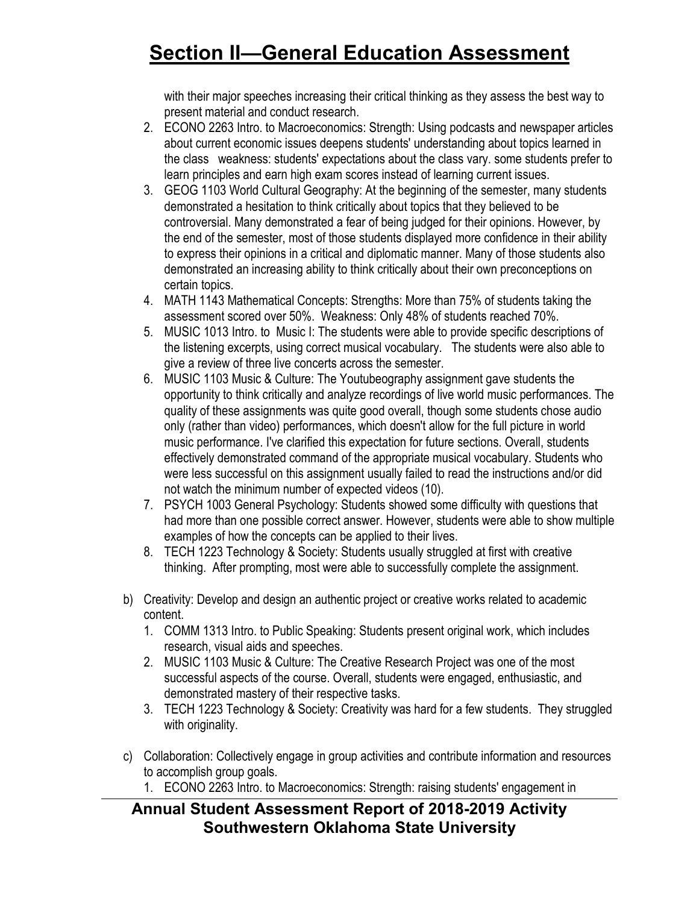with their major speeches increasing their critical thinking as they assess the best way to present material and conduct research.

2. ECONO 2263 Intro. to Macroeconomics: Strength: Using podcasts and newspaper articles about current economic issues deepens students' understanding about topics learned in the class weakness: students' expectations about the class vary. some students prefer to learn principles and earn high exam scores instead of learning current issues.
3. GEOG 1103 World Cultural Geography: At the beginning of the semester, many students demonstrated a hesitation to think critically about topics that they believed to be controversial. Many demonstrated a fear of being judged for their opinions. However, by the end of the semester, most of those students displayed more confidence in their ability to express their opinions in a critical and diplomatic manner. Many of those students also demonstrated an increasing ability to think critically about their own preconceptions on certain topics.
4. MATH 1143 Mathematical Concepts: Strengths: More than 75% of students taking the assessment scored over 50%. Weakness: Only 48% of students reached 70%.
5. MUSIC 1013 Intro. to Music I: The students were able to provide specific descriptions of the listening excerpts, using correct musical vocabulary. The students were also able to give a review of three live concerts across the semester.
6. MUSIC 1103 Music & Culture: The Youtubeography assignment gave students the opportunity to think critically and analyze recordings of live world music performances. The quality of these assignments was quite good overall, though some students chose audio only (rather than video) performances, which doesn't allow for the full picture in world music performance. I've clarified this expectation for future sections. Overall, students effectively demonstrated command of the appropriate musical vocabulary. Students who were less successful on this assignment usually failed to read the instructions and/or did not watch the minimum number of expected videos (10).
7. PSYCH 1003 General Psychology: Students showed some difficulty with questions that had more than one possible correct answer. However, students were able to show multiple examples of how the concepts can be applied to their lives.
8. TECH 1223 Technology & Society: Students usually struggled at first with creative thinking. After prompting, most were able to successfully complete the assignment.

b) Creativity: Develop and design an authentic project or creative works related to academic content.

1. COMM 1313 Intro. to Public Speaking: Students present original work, which includes research, visual aids and speeches.
2. MUSIC 1103 Music & Culture: The Creative Research Project was one of the most successful aspects of the course. Overall, students were engaged, enthusiastic, and demonstrated mastery of their respective tasks.
3. TECH 1223 Technology & Society: Creativity was hard for a few students. They struggled with originality.

c) Collaboration: Collectively engage in group activities and contribute information and resources to accomplish group goals.

1. ECONO 2263 Intro. to Macroeconomics: Strength: raising students' engagement in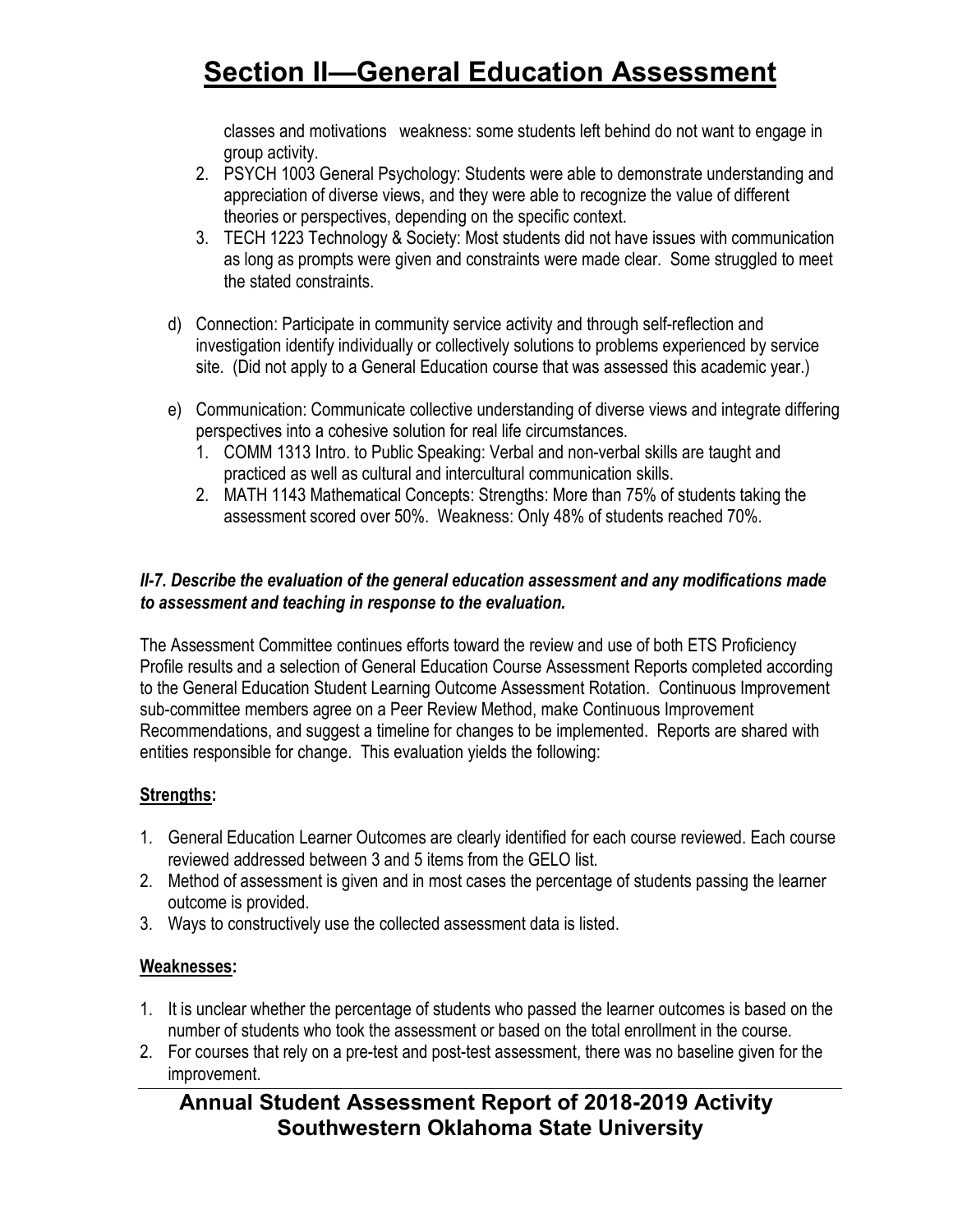classes and motivations weakness: some students left behind do not want to engage in group activity.

2. PSYCH 1003 General Psychology: Students were able to demonstrate understanding and appreciation of diverse views, and they were able to recognize the value of different theories or perspectives, depending on the specific context.
3. TECH 1223 Technology & Society: Most students did not have issues with communication as long as prompts were given and constraints were made clear. Some struggled to meet the stated constraints.

d) Connection: Participate in community service activity and through self-reflection and investigation identify individually or collectively solutions to problems experienced by service site. (Did not apply to a General Education course that was assessed this academic year.)

e) Communication: Communicate collective understanding of diverse views and integrate differing perspectives into a cohesive solution for real life circumstances.
   1. COMM 1313 Intro. to Public Speaking: Verbal and non-verbal skills are taught and practiced as well as cultural and intercultural communication skills.
   2. MATH 1143 Mathematical Concepts: Strengths: More than 75% of students taking the assessment scored over 50%. Weakness: Only 48% of students reached 70%.

***II-7. Describe the evaluation of the general education assessment and any modifications made to assessment and teaching in response to the evaluation.***

The Assessment Committee continues efforts toward the review and use of both ETS Proficiency Profile results and a selection of General Education Course Assessment Reports completed according to the General Education Student Learning Outcome Assessment Rotation. Continuous Improvement sub-committee members agree on a Peer Review Method, make Continuous Improvement Recommendations, and suggest a timeline for changes to be implemented. Reports are shared with entities responsible for change. This evaluation yields the following:

**Strengths:**

1. General Education Learner Outcomes are clearly identified for each course reviewed. Each course reviewed addressed between 3 and 5 items from the GELO list.
2. Method of assessment is given and in most cases the percentage of students passing the learner outcome is provided.
3. Ways to constructively use the collected assessment data is listed.

**Weaknesses:**

1. It is unclear whether the percentage of students who passed the learner outcomes is based on the number of students who took the assessment or based on the total enrollment in the course.
2. For courses that rely on a pre-test and post-test assessment, there was no baseline given for the improvement.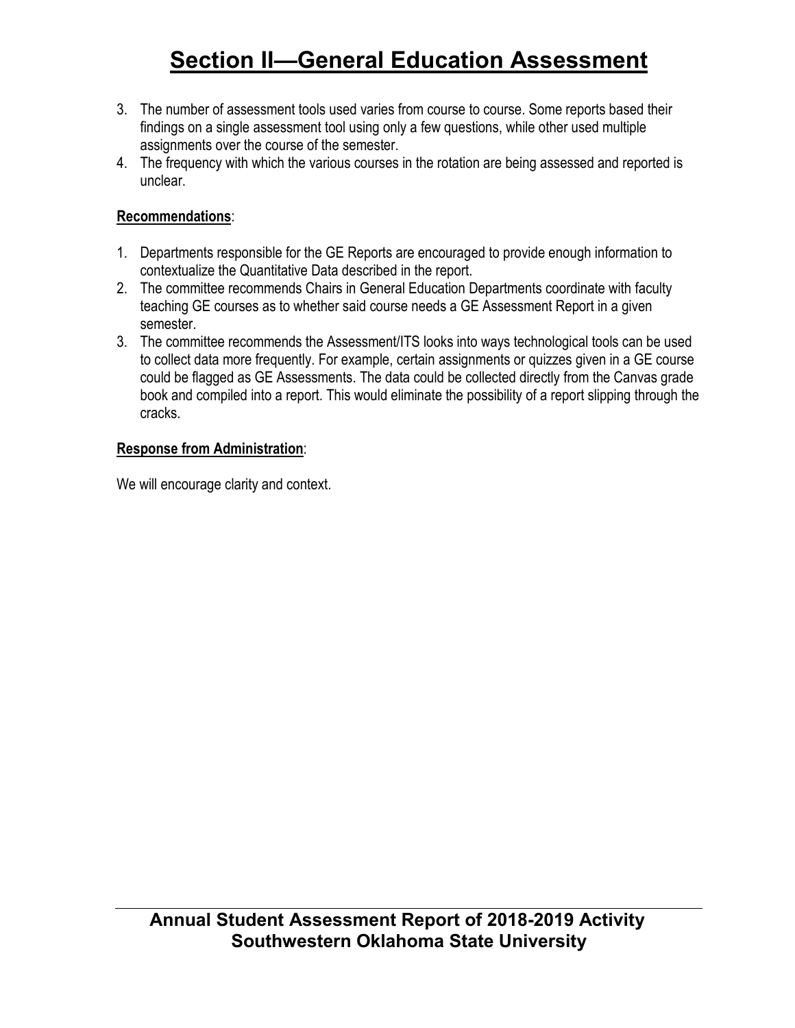# Section II—General Education Assessment

3. The number of assessment tools used varies from course to course. Some reports based their findings on a single assessment tool using only a few questions, while other used multiple assignments over the course of the semester.
4. The frequency with which the various courses in the rotation are being assessed and reported is unclear.

**Recommendations**:

1. Departments responsible for the GE Reports are encouraged to provide enough information to contextualize the Quantitative Data described in the report.
2. The committee recommends Chairs in General Education Departments coordinate with faculty teaching GE courses as to whether said course needs a GE Assessment Report in a given semester.
3. The committee recommends the Assessment/ITS looks into ways technological tools can be used to collect data more frequently. For example, certain assignments or quizzes given in a GE course could be flagged as GE Assessments. The data could be collected directly from the Canvas grade book and compiled into a report. This would eliminate the possibility of a report slipping through the cracks.

**Response from Administration**:

We will encourage clarity and context.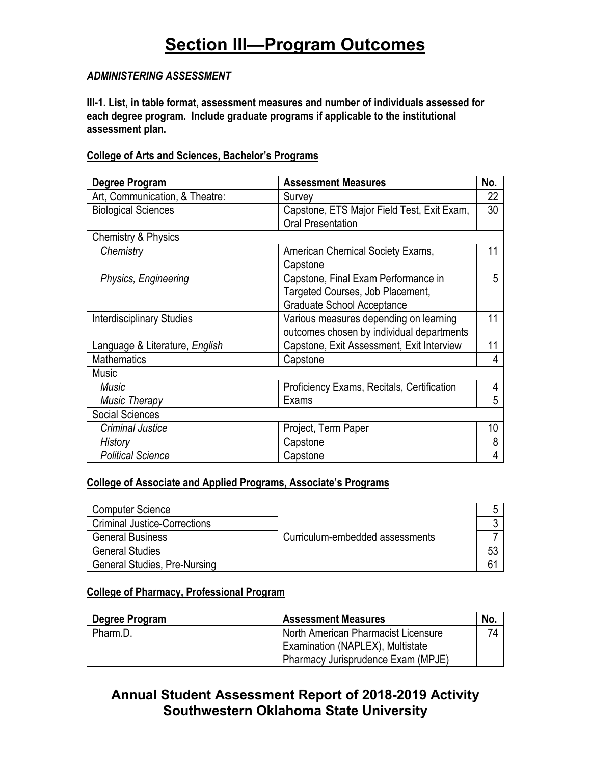# Section III—Program Outcomes

***ADMINISTERING ASSESSMENT***

**III-1. List, in table format, assessment measures and number of individuals assessed for each degree program. Include graduate programs if applicable to the institutional assessment plan.**

**College of Arts and Sciences, Bachelor's Programs**

| Degree Program | Assessment Measures | No. |
|---|---|---|
| Art, Communication, & Theatre: | Survey | 22 |
| Biological Sciences | Capstone, ETS Major Field Test, Exit Exam, Oral Presentation | 30 |
| Chemistry & Physics | | |
| *Chemistry* | American Chemical Society Exams, Capstone | 11 |
| *Physics, Engineering* | Capstone, Final Exam Performance in Targeted Courses, Job Placement, Graduate School Acceptance | 5 |
| Interdisciplinary Studies | Various measures depending on learning outcomes chosen by individual departments | 11 |
| Language & Literature, *English* | Capstone, Exit Assessment, Exit Interview | 11 |
| Mathematics | Capstone | 4 |
| Music | | |
| *Music* | Proficiency Exams, Recitals, Certification Exams | 4 |
| *Music Therapy* | | 5 |
| Social Sciences | | |
| *Criminal Justice* | Project, Term Paper | 10 |
| *History* | Capstone | 8 |
| *Political Science* | Capstone | 4 |

**College of Associate and Applied Programs, Associate's Programs**

| Degree Program | Assessment Measures | No. |
|---|---|---|
| Computer Science | Curriculum-embedded assessments | 5 |
| Criminal Justice-Corrections | | 3 |
| General Business | | 7 |
| General Studies | | 53 |
| General Studies, Pre-Nursing | | 61 |

**College of Pharmacy, Professional Program**

| Degree Program | Assessment Measures | No. |
|---|---|---|
| Pharm.D. | North American Pharmacist Licensure Examination (NAPLEX), Multistate Pharmacy Jurisprudence Exam (MPJE) | 74 |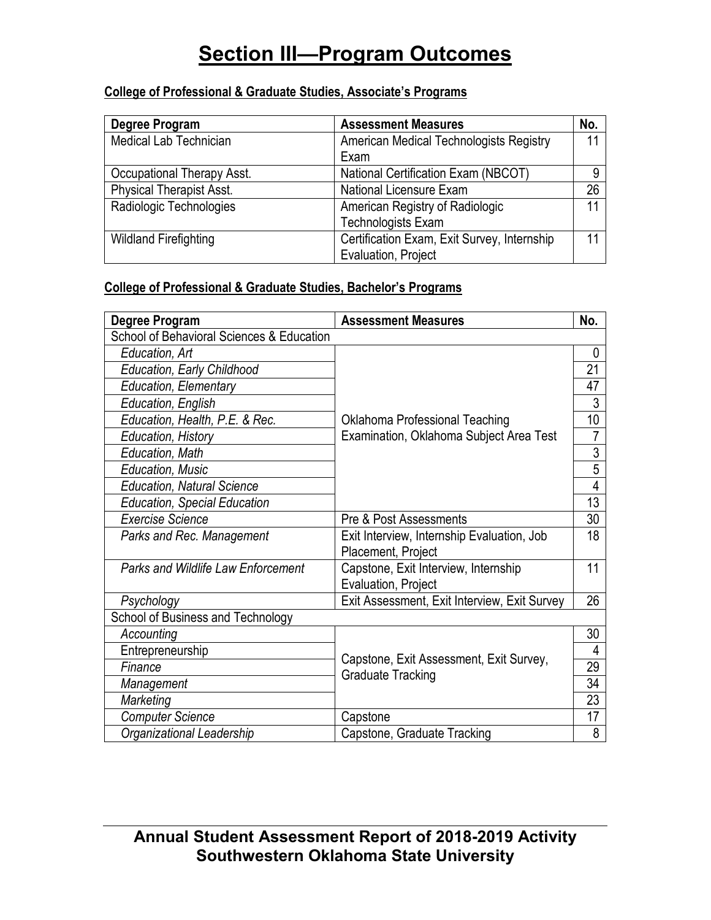# Section III—Program Outcomes

**College of Professional & Graduate Studies, Associate's Programs**

| Degree Program | Assessment Measures | No. |
|---|---|---|
| Medical Lab Technician | American Medical Technologists Registry Exam | 11 |
| Occupational Therapy Asst. | National Certification Exam (NBCOT) | 9 |
| Physical Therapist Asst. | National Licensure Exam | 26 |
| Radiologic Technologies | American Registry of Radiologic Technologists Exam | 11 |
| Wildland Firefighting | Certification Exam, Exit Survey, Internship Evaluation, Project | 11 |

**College of Professional & Graduate Studies, Bachelor's Programs**

| Degree Program | Assessment Measures | No. |
|---|---|---|
| School of Behavioral Sciences & Education | | |
| *Education, Art* | Oklahoma Professional Teaching Examination, Oklahoma Subject Area Test | 0 |
| *Education, Early Childhood* | Oklahoma Professional Teaching Examination, Oklahoma Subject Area Test | 21 |
| *Education, Elementary* | Oklahoma Professional Teaching Examination, Oklahoma Subject Area Test | 47 |
| *Education, English* | Oklahoma Professional Teaching Examination, Oklahoma Subject Area Test | 3 |
| *Education, Health, P.E. & Rec.* | Oklahoma Professional Teaching Examination, Oklahoma Subject Area Test | 10 |
| *Education, History* | Oklahoma Professional Teaching Examination, Oklahoma Subject Area Test | 7 |
| *Education, Math* | Oklahoma Professional Teaching Examination, Oklahoma Subject Area Test | 3 |
| *Education, Music* | Oklahoma Professional Teaching Examination, Oklahoma Subject Area Test | 5 |
| *Education, Natural Science* | Oklahoma Professional Teaching Examination, Oklahoma Subject Area Test | 4 |
| *Education, Special Education* | Oklahoma Professional Teaching Examination, Oklahoma Subject Area Test | 13 |
| *Exercise Science* | Pre & Post Assessments | 30 |
| *Parks and Rec. Management* | Exit Interview, Internship Evaluation, Job Placement, Project | 18 |
| *Parks and Wildlife Law Enforcement* | Capstone, Exit Interview, Internship Evaluation, Project | 11 |
| *Psychology* | Exit Assessment, Exit Interview, Exit Survey | 26 |
| School of Business and Technology | | |
| *Accounting* | Capstone, Exit Assessment, Exit Survey, Graduate Tracking | 30 |
| Entrepreneurship | Capstone, Exit Assessment, Exit Survey, Graduate Tracking | 4 |
| *Finance* | Capstone, Exit Assessment, Exit Survey, Graduate Tracking | 29 |
| *Management* | Capstone, Exit Assessment, Exit Survey, Graduate Tracking | 34 |
| *Marketing* | Capstone, Exit Assessment, Exit Survey, Graduate Tracking | 23 |
| *Computer Science* | Capstone | 17 |
| *Organizational Leadership* | Capstone, Graduate Tracking | 8 |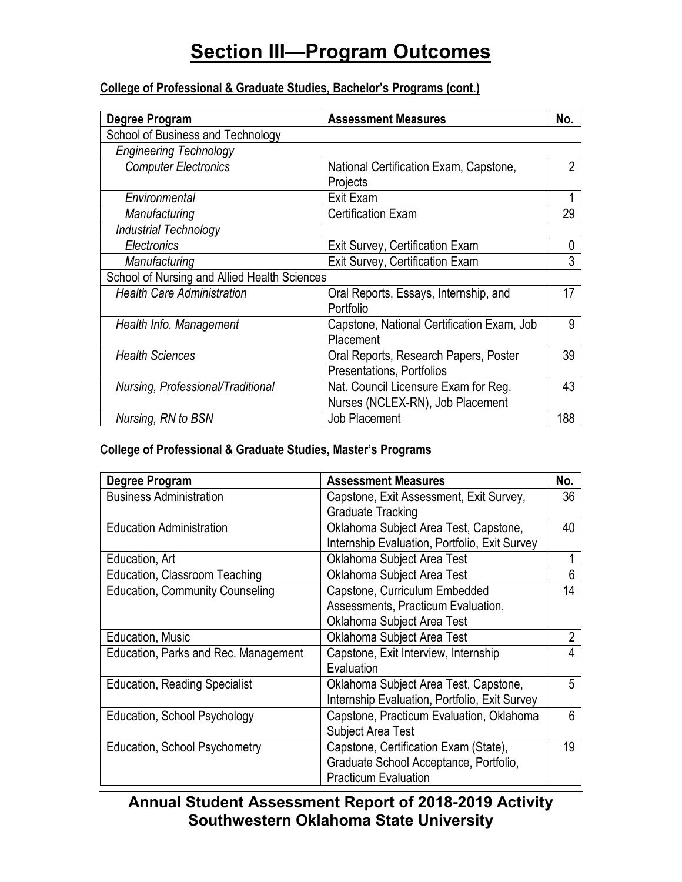# Section III—Program Outcomes

**College of Professional & Graduate Studies, Bachelor's Programs (cont.)**

| Degree Program | Assessment Measures | No. |
|---|---|---|
| School of Business and Technology | | |
| *Engineering Technology* | | |
| *Computer Electronics* | National Certification Exam, Capstone, Projects | 2 |
| *Environmental* | Exit Exam | 1 |
| *Manufacturing* | Certification Exam | 29 |
| *Industrial Technology* | | |
| *Electronics* | Exit Survey, Certification Exam | 0 |
| *Manufacturing* | Exit Survey, Certification Exam | 3 |
| School of Nursing and Allied Health Sciences | | |
| *Health Care Administration* | Oral Reports, Essays, Internship, and Portfolio | 17 |
| *Health Info. Management* | Capstone, National Certification Exam, Job Placement | 9 |
| *Health Sciences* | Oral Reports, Research Papers, Poster Presentations, Portfolios | 39 |
| *Nursing, Professional/Traditional* | Nat. Council Licensure Exam for Reg. Nurses (NCLEX-RN), Job Placement | 43 |
| *Nursing, RN to BSN* | Job Placement | 188 |

**College of Professional & Graduate Studies, Master's Programs**

| Degree Program | Assessment Measures | No. |
|---|---|---|
| Business Administration | Capstone, Exit Assessment, Exit Survey, Graduate Tracking | 36 |
| Education Administration | Oklahoma Subject Area Test, Capstone, Internship Evaluation, Portfolio, Exit Survey | 40 |
| Education, Art | Oklahoma Subject Area Test | 1 |
| Education, Classroom Teaching | Oklahoma Subject Area Test | 6 |
| Education, Community Counseling | Capstone, Curriculum Embedded Assessments, Practicum Evaluation, Oklahoma Subject Area Test | 14 |
| Education, Music | Oklahoma Subject Area Test | 2 |
| Education, Parks and Rec. Management | Capstone, Exit Interview, Internship Evaluation | 4 |
| Education, Reading Specialist | Oklahoma Subject Area Test, Capstone, Internship Evaluation, Portfolio, Exit Survey | 5 |
| Education, School Psychology | Capstone, Practicum Evaluation, Oklahoma Subject Area Test | 6 |
| Education, School Psychometry | Capstone, Certification Exam (State), Graduate School Acceptance, Portfolio, Practicum Evaluation | 19 |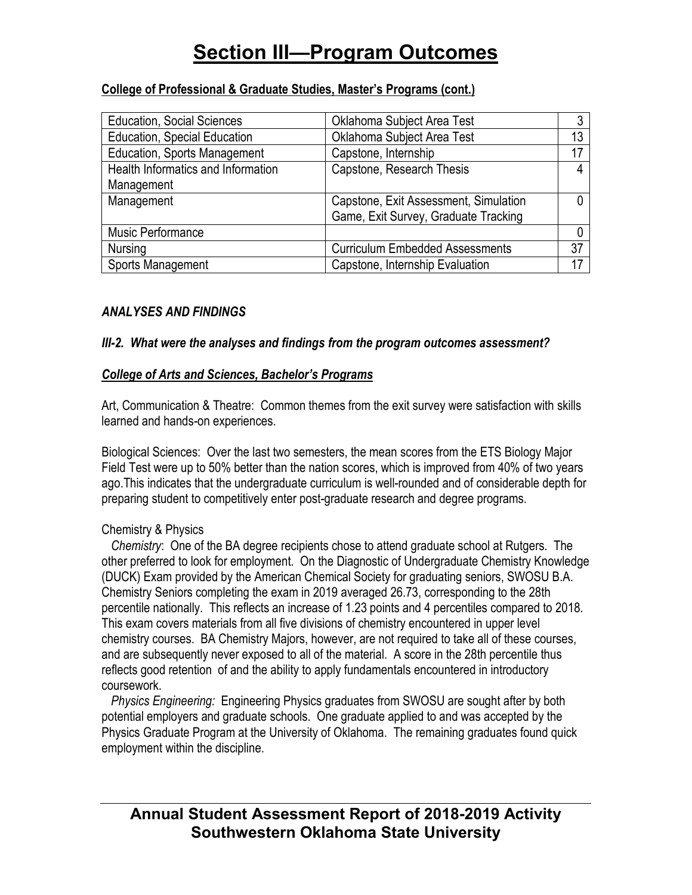# Section III—Program Outcomes

**College of Professional & Graduate Studies, Master's Programs (cont.)**

| | | |
|---|---|---|
| Education, Social Sciences | Oklahoma Subject Area Test | 3 |
| Education, Special Education | Oklahoma Subject Area Test | 13 |
| Education, Sports Management | Capstone, Internship | 17 |
| Health Informatics and Information Management | Capstone, Research Thesis | 4 |
| Management | Capstone, Exit Assessment, Simulation Game, Exit Survey, Graduate Tracking | 0 |
| Music Performance | | 0 |
| Nursing | Curriculum Embedded Assessments | 37 |
| Sports Management | Capstone, Internship Evaluation | 17 |

***ANALYSES AND FINDINGS***

***III-2. What were the analyses and findings from the program outcomes assessment?***

***College of Arts and Sciences, Bachelor's Programs***

Art, Communication & Theatre: Common themes from the exit survey were satisfaction with skills learned and hands-on experiences.

Biological Sciences: Over the last two semesters, the mean scores from the ETS Biology Major Field Test were up to 50% better than the nation scores, which is improved from 40% of two years ago.This indicates that the undergraduate curriculum is well-rounded and of considerable depth for preparing student to competitively enter post-graduate research and degree programs.

Chemistry & Physics

*Chemistry*: One of the BA degree recipients chose to attend graduate school at Rutgers. The other preferred to look for employment. On the Diagnostic of Undergraduate Chemistry Knowledge (DUCK) Exam provided by the American Chemical Society for graduating seniors, SWOSU B.A. Chemistry Seniors completing the exam in 2019 averaged 26.73, corresponding to the 28th percentile nationally. This reflects an increase of 1.23 points and 4 percentiles compared to 2018. This exam covers materials from all five divisions of chemistry encountered in upper level chemistry courses. BA Chemistry Majors, however, are not required to take all of these courses, and are subsequently never exposed to all of the material. A score in the 28th percentile thus reflects good retention of and the ability to apply fundamentals encountered in introductory coursework.

*Physics Engineering:* Engineering Physics graduates from SWOSU are sought after by both potential employers and graduate schools. One graduate applied to and was accepted by the Physics Graduate Program at the University of Oklahoma. The remaining graduates found quick employment within the discipline.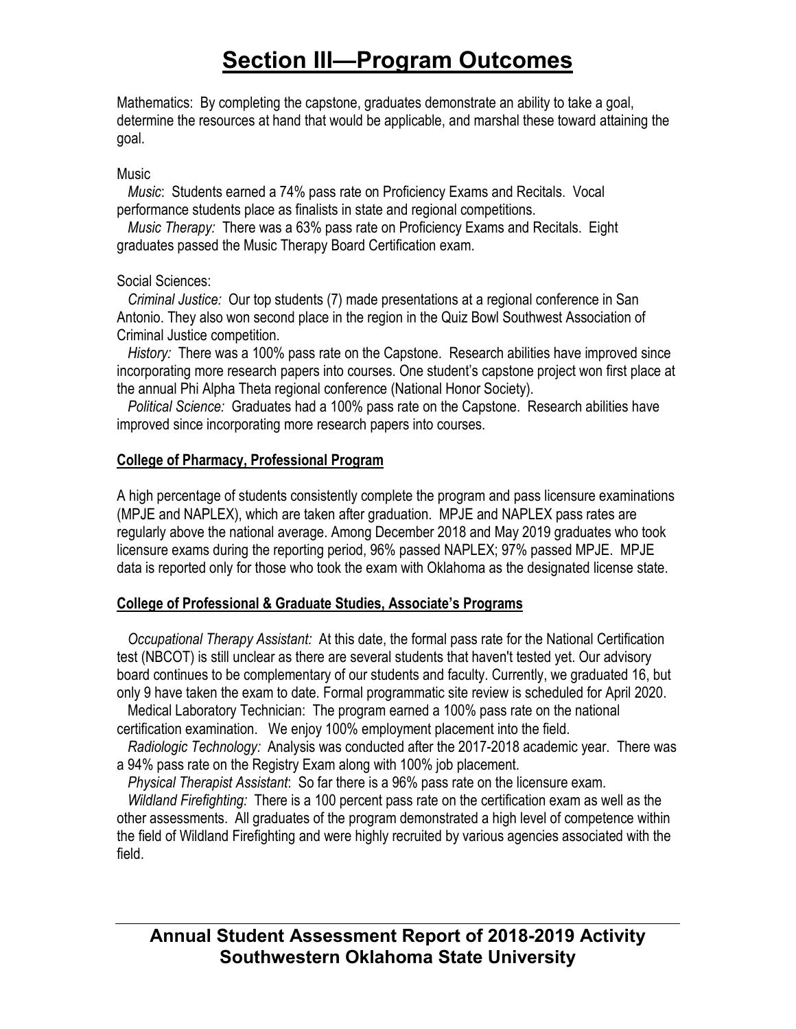# Section III—Program Outcomes

Mathematics: By completing the capstone, graduates demonstrate an ability to take a goal, determine the resources at hand that would be applicable, and marshal these toward attaining the goal.

Music

*Music*: Students earned a 74% pass rate on Proficiency Exams and Recitals. Vocal performance students place as finalists in state and regional competitions.

*Music Therapy:* There was a 63% pass rate on Proficiency Exams and Recitals. Eight graduates passed the Music Therapy Board Certification exam.

Social Sciences:

*Criminal Justice:* Our top students (7) made presentations at a regional conference in San Antonio. They also won second place in the region in the Quiz Bowl Southwest Association of Criminal Justice competition.

*History:* There was a 100% pass rate on the Capstone. Research abilities have improved since incorporating more research papers into courses. One student's capstone project won first place at the annual Phi Alpha Theta regional conference (National Honor Society).

*Political Science:* Graduates had a 100% pass rate on the Capstone. Research abilities have improved since incorporating more research papers into courses.

**College of Pharmacy, Professional Program**

A high percentage of students consistently complete the program and pass licensure examinations (MPJE and NAPLEX), which are taken after graduation. MPJE and NAPLEX pass rates are regularly above the national average. Among December 2018 and May 2019 graduates who took licensure exams during the reporting period, 96% passed NAPLEX; 97% passed MPJE. MPJE data is reported only for those who took the exam with Oklahoma as the designated license state.

**College of Professional & Graduate Studies, Associate's Programs**

*Occupational Therapy Assistant:* At this date, the formal pass rate for the National Certification test (NBCOT) is still unclear as there are several students that haven't tested yet. Our advisory board continues to be complementary of our students and faculty. Currently, we graduated 16, but only 9 have taken the exam to date. Formal programmatic site review is scheduled for April 2020.

Medical Laboratory Technician: The program earned a 100% pass rate on the national certification examination. We enjoy 100% employment placement into the field.

*Radiologic Technology:* Analysis was conducted after the 2017-2018 academic year. There was a 94% pass rate on the Registry Exam along with 100% job placement.

*Physical Therapist Assistant*: So far there is a 96% pass rate on the licensure exam.

*Wildland Firefighting:* There is a 100 percent pass rate on the certification exam as well as the other assessments. All graduates of the program demonstrated a high level of competence within the field of Wildland Firefighting and were highly recruited by various agencies associated with the field.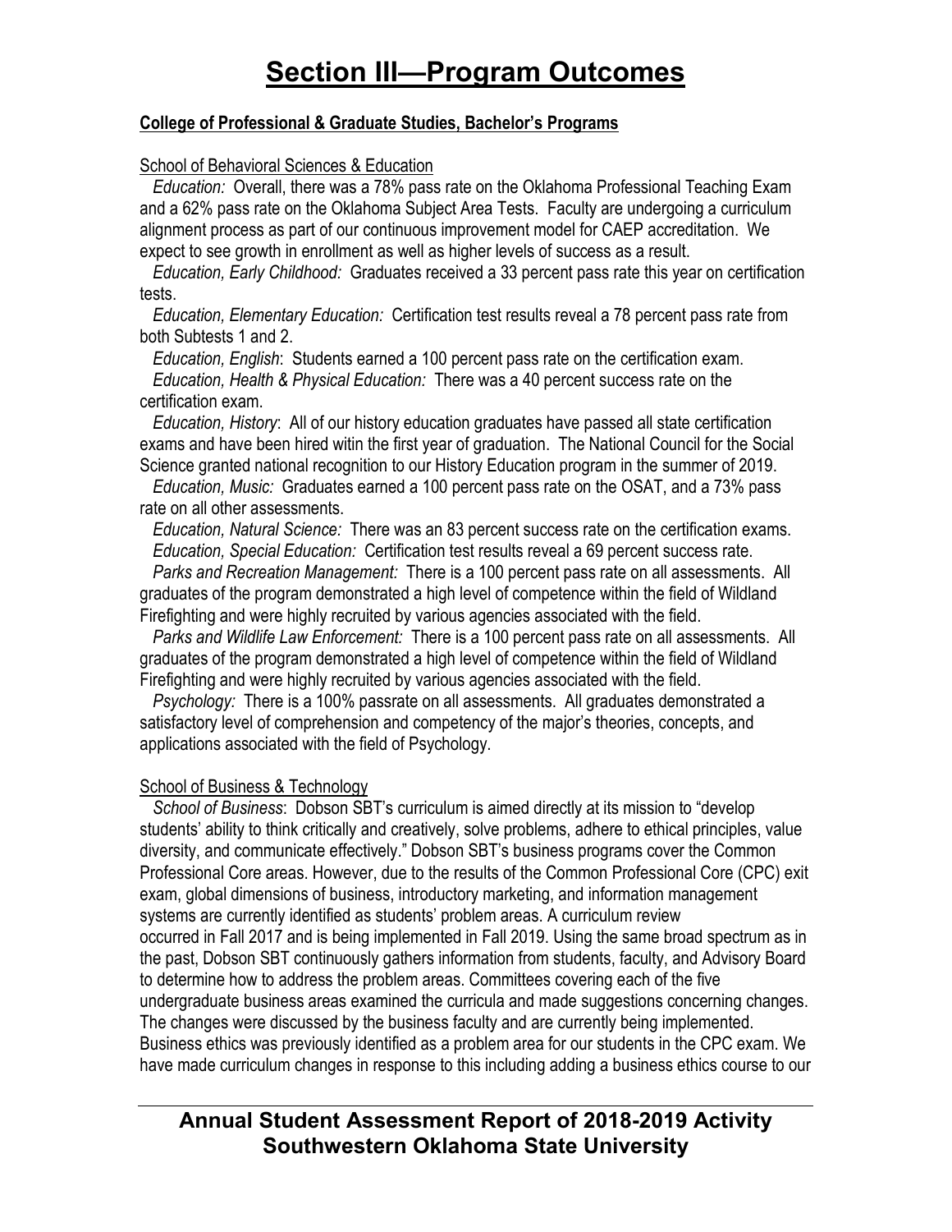# Section III—Program Outcomes

**College of Professional & Graduate Studies, Bachelor's Programs**

School of Behavioral Sciences & Education

*Education:* Overall, there was a 78% pass rate on the Oklahoma Professional Teaching Exam and a 62% pass rate on the Oklahoma Subject Area Tests. Faculty are undergoing a curriculum alignment process as part of our continuous improvement model for CAEP accreditation. We expect to see growth in enrollment as well as higher levels of success as a result.

*Education, Early Childhood:* Graduates received a 33 percent pass rate this year on certification tests.

*Education, Elementary Education:* Certification test results reveal a 78 percent pass rate from both Subtests 1 and 2.

*Education, English*: Students earned a 100 percent pass rate on the certification exam.

*Education, Health & Physical Education:* There was a 40 percent success rate on the certification exam.

*Education, History*: All of our history education graduates have passed all state certification exams and have been hired witin the first year of graduation. The National Council for the Social Science granted national recognition to our History Education program in the summer of 2019.

*Education, Music:* Graduates earned a 100 percent pass rate on the OSAT, and a 73% pass rate on all other assessments.

*Education, Natural Science:* There was an 83 percent success rate on the certification exams.

*Education, Special Education:* Certification test results reveal a 69 percent success rate.

*Parks and Recreation Management:* There is a 100 percent pass rate on all assessments. All graduates of the program demonstrated a high level of competence within the field of Wildland Firefighting and were highly recruited by various agencies associated with the field.

*Parks and Wildlife Law Enforcement:* There is a 100 percent pass rate on all assessments. All graduates of the program demonstrated a high level of competence within the field of Wildland Firefighting and were highly recruited by various agencies associated with the field.

*Psychology:* There is a 100% passrate on all assessments. All graduates demonstrated a satisfactory level of comprehension and competency of the major's theories, concepts, and applications associated with the field of Psychology.

School of Business & Technology

*School of Business*: Dobson SBT's curriculum is aimed directly at its mission to "develop students' ability to think critically and creatively, solve problems, adhere to ethical principles, value diversity, and communicate effectively." Dobson SBT's business programs cover the Common Professional Core areas. However, due to the results of the Common Professional Core (CPC) exit exam, global dimensions of business, introductory marketing, and information management systems are currently identified as students' problem areas. A curriculum review occurred in Fall 2017 and is being implemented in Fall 2019. Using the same broad spectrum as in the past, Dobson SBT continuously gathers information from students, faculty, and Advisory Board to determine how to address the problem areas. Committees covering each of the five undergraduate business areas examined the curricula and made suggestions concerning changes. The changes were discussed by the business faculty and are currently being implemented. Business ethics was previously identified as a problem area for our students in the CPC exam. We have made curriculum changes in response to this including adding a business ethics course to our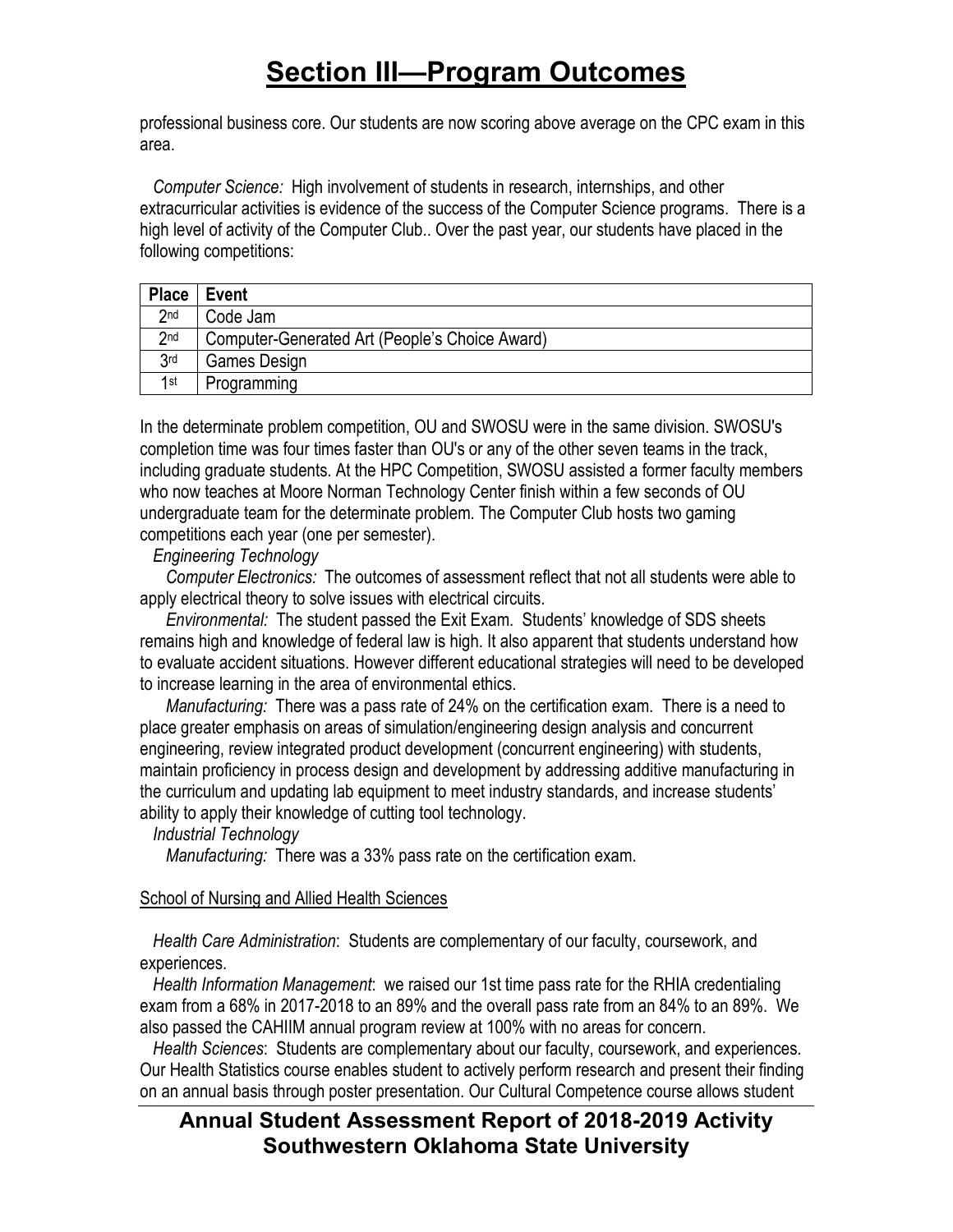# Section III—Program Outcomes

professional business core. Our students are now scoring above average on the CPC exam in this area.

*Computer Science:* High involvement of students in research, internships, and other extracurricular activities is evidence of the success of the Computer Science programs. There is a high level of activity of the Computer Club.. Over the past year, our students have placed in the following competitions:

| Place | Event |
|---|---|
| 2nd | Code Jam |
| 2nd | Computer-Generated Art (People's Choice Award) |
| 3rd | Games Design |
| 1st | Programming |

In the determinate problem competition, OU and SWOSU were in the same division. SWOSU's completion time was four times faster than OU's or any of the other seven teams in the track, including graduate students. At the HPC Competition, SWOSU assisted a former faculty members who now teaches at Moore Norman Technology Center finish within a few seconds of OU undergraduate team for the determinate problem. The Computer Club hosts two gaming competitions each year (one per semester).

*Engineering Technology*

*Computer Electronics:* The outcomes of assessment reflect that not all students were able to apply electrical theory to solve issues with electrical circuits.

*Environmental:* The student passed the Exit Exam. Students' knowledge of SDS sheets remains high and knowledge of federal law is high. It also apparent that students understand how to evaluate accident situations. However different educational strategies will need to be developed to increase learning in the area of environmental ethics.

*Manufacturing:* There was a pass rate of 24% on the certification exam. There is a need to place greater emphasis on areas of simulation/engineering design analysis and concurrent engineering, review integrated product development (concurrent engineering) with students, maintain proficiency in process design and development by addressing additive manufacturing in the curriculum and updating lab equipment to meet industry standards, and increase students' ability to apply their knowledge of cutting tool technology.

*Industrial Technology*

*Manufacturing:* There was a 33% pass rate on the certification exam.

School of Nursing and Allied Health Sciences

*Health Care Administration*: Students are complementary of our faculty, coursework, and experiences.

*Health Information Management*: we raised our 1st time pass rate for the RHIA credentialing exam from a 68% in 2017-2018 to an 89% and the overall pass rate from an 84% to an 89%. We also passed the CAHIIM annual program review at 100% with no areas for concern.

*Health Sciences*: Students are complementary about our faculty, coursework, and experiences. Our Health Statistics course enables student to actively perform research and present their finding on an annual basis through poster presentation. Our Cultural Competence course allows student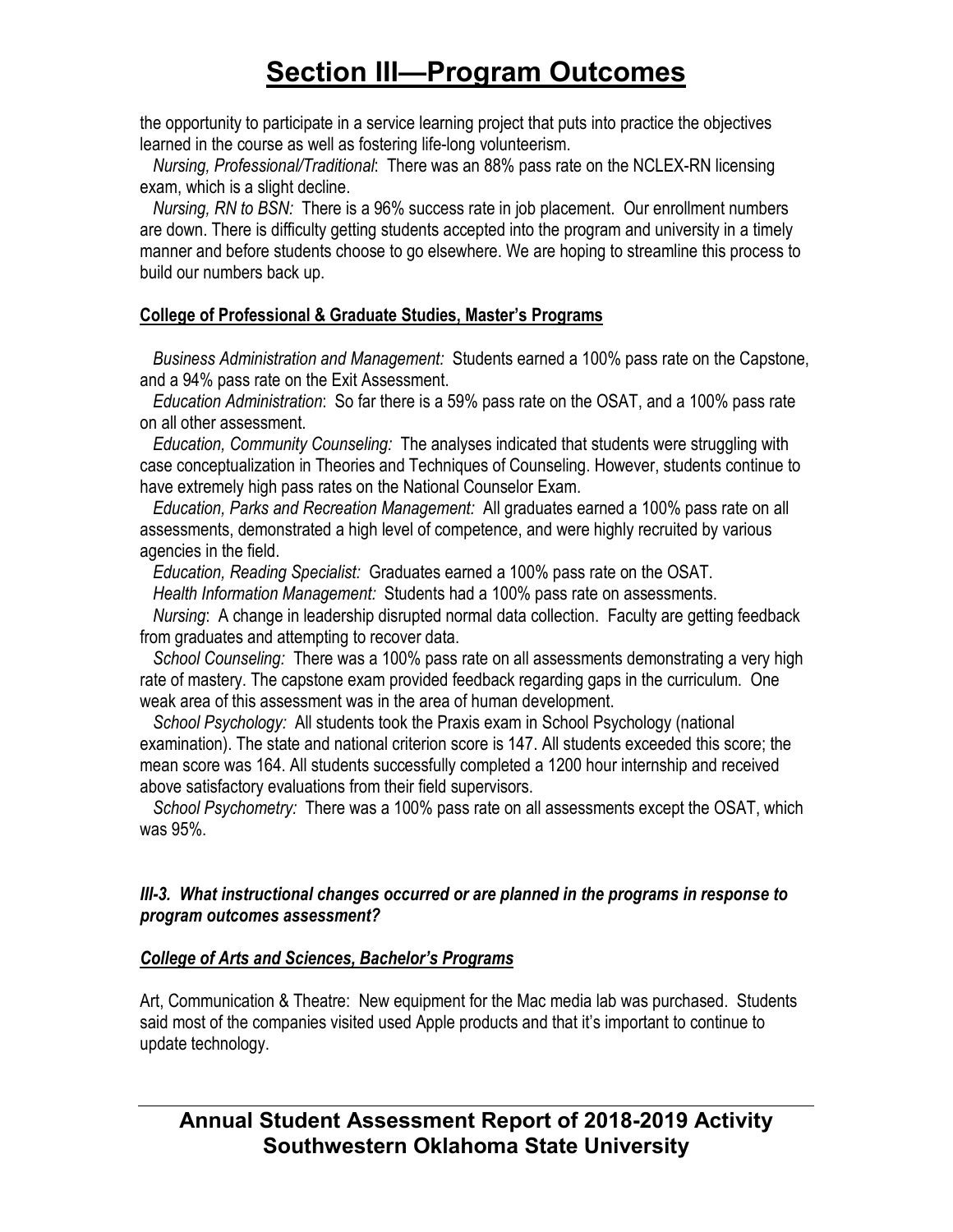# Section III—Program Outcomes

the opportunity to participate in a service learning project that puts into practice the objectives learned in the course as well as fostering life-long volunteerism.

*Nursing, Professional/Traditional*: There was an 88% pass rate on the NCLEX-RN licensing exam, which is a slight decline.

*Nursing, RN to BSN:* There is a 96% success rate in job placement. Our enrollment numbers are down. There is difficulty getting students accepted into the program and university in a timely manner and before students choose to go elsewhere. We are hoping to streamline this process to build our numbers back up.

**College of Professional & Graduate Studies, Master's Programs**

*Business Administration and Management:* Students earned a 100% pass rate on the Capstone, and a 94% pass rate on the Exit Assessment.

*Education Administration*: So far there is a 59% pass rate on the OSAT, and a 100% pass rate on all other assessment.

*Education, Community Counseling:* The analyses indicated that students were struggling with case conceptualization in Theories and Techniques of Counseling. However, students continue to have extremely high pass rates on the National Counselor Exam.

*Education, Parks and Recreation Management:* All graduates earned a 100% pass rate on all assessments, demonstrated a high level of competence, and were highly recruited by various agencies in the field.

*Education, Reading Specialist:* Graduates earned a 100% pass rate on the OSAT.

*Health Information Management:* Students had a 100% pass rate on assessments.

*Nursing*: A change in leadership disrupted normal data collection. Faculty are getting feedback from graduates and attempting to recover data.

*School Counseling:* There was a 100% pass rate on all assessments demonstrating a very high rate of mastery. The capstone exam provided feedback regarding gaps in the curriculum. One weak area of this assessment was in the area of human development.

*School Psychology:* All students took the Praxis exam in School Psychology (national examination). The state and national criterion score is 147. All students exceeded this score; the mean score was 164. All students successfully completed a 1200 hour internship and received above satisfactory evaluations from their field supervisors.

*School Psychometry:* There was a 100% pass rate on all assessments except the OSAT, which was 95%.

***III-3. What instructional changes occurred or are planned in the programs in response to program outcomes assessment?***

***College of Arts and Sciences, Bachelor's Programs***

Art, Communication & Theatre: New equipment for the Mac media lab was purchased. Students said most of the companies visited used Apple products and that it's important to continue to update technology.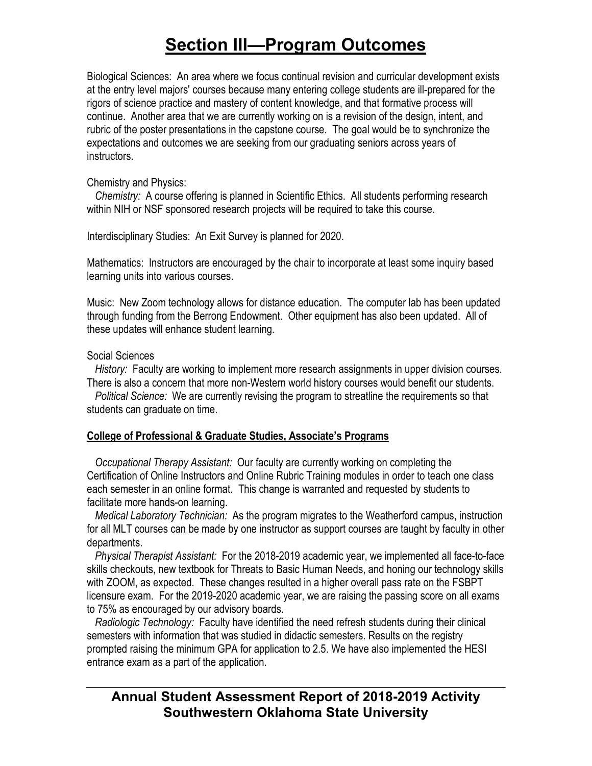# Section III—Program Outcomes

Biological Sciences: An area where we focus continual revision and curricular development exists at the entry level majors' courses because many entering college students are ill-prepared for the rigors of science practice and mastery of content knowledge, and that formative process will continue. Another area that we are currently working on is a revision of the design, intent, and rubric of the poster presentations in the capstone course. The goal would be to synchronize the expectations and outcomes we are seeking from our graduating seniors across years of instructors.

Chemistry and Physics:
*Chemistry:* A course offering is planned in Scientific Ethics. All students performing research within NIH or NSF sponsored research projects will be required to take this course.

Interdisciplinary Studies: An Exit Survey is planned for 2020.

Mathematics: Instructors are encouraged by the chair to incorporate at least some inquiry based learning units into various courses.

Music: New Zoom technology allows for distance education. The computer lab has been updated through funding from the Berrong Endowment. Other equipment has also been updated. All of these updates will enhance student learning.

Social Sciences
*History:* Faculty are working to implement more research assignments in upper division courses. There is also a concern that more non-Western world history courses would benefit our students.
*Political Science:* We are currently revising the program to streatline the requirements so that students can graduate on time.

**College of Professional & Graduate Studies, Associate's Programs**

*Occupational Therapy Assistant:* Our faculty are currently working on completing the Certification of Online Instructors and Online Rubric Training modules in order to teach one class each semester in an online format. This change is warranted and requested by students to facilitate more hands-on learning.
*Medical Laboratory Technician:* As the program migrates to the Weatherford campus, instruction for all MLT courses can be made by one instructor as support courses are taught by faculty in other departments.
*Physical Therapist Assistant:* For the 2018-2019 academic year, we implemented all face-to-face skills checkouts, new textbook for Threats to Basic Human Needs, and honing our technology skills with ZOOM, as expected. These changes resulted in a higher overall pass rate on the FSBPT licensure exam. For the 2019-2020 academic year, we are raising the passing score on all exams to 75% as encouraged by our advisory boards.
*Radiologic Technology:* Faculty have identified the need refresh students during their clinical semesters with information that was studied in didactic semesters. Results on the registry prompted raising the minimum GPA for application to 2.5. We have also implemented the HESI entrance exam as a part of the application.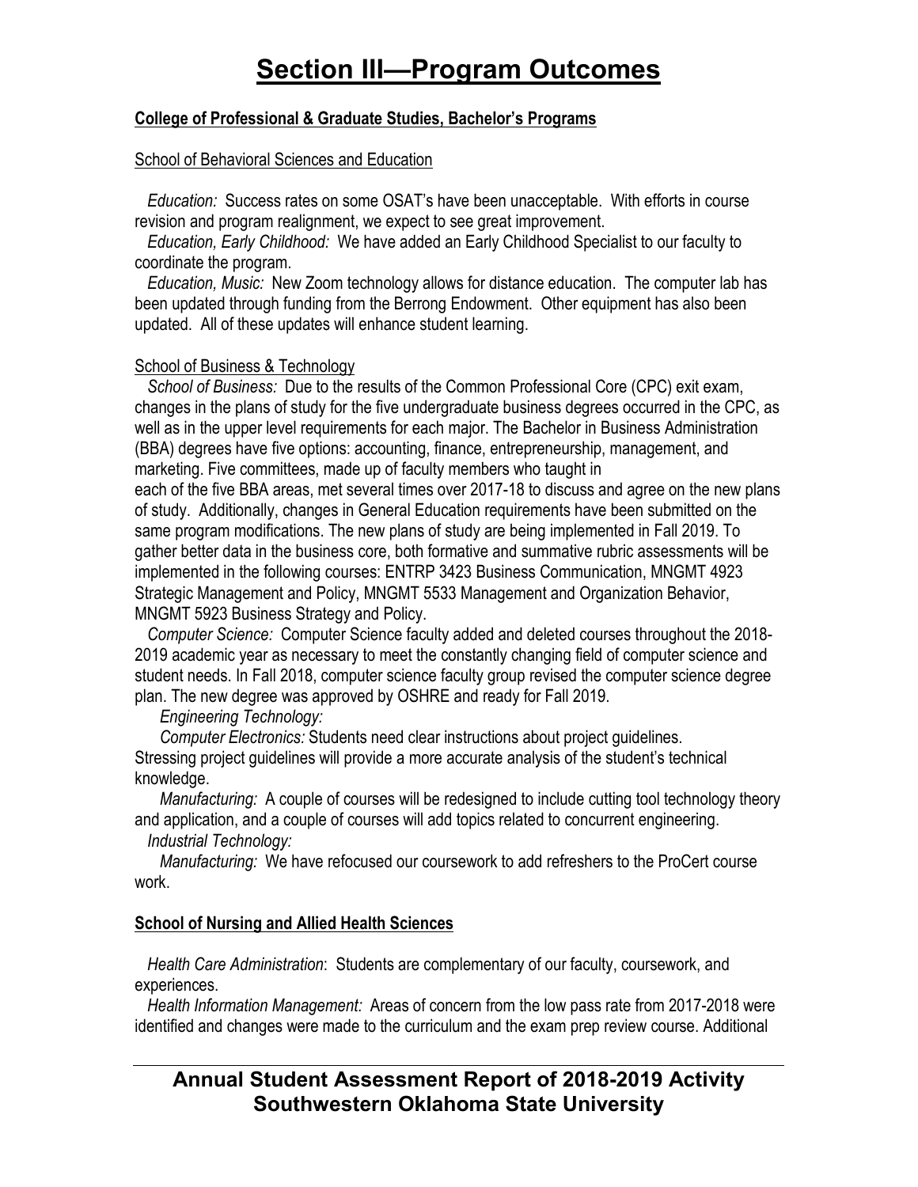# Section III—Program Outcomes

**College of Professional & Graduate Studies, Bachelor's Programs**

School of Behavioral Sciences and Education

*Education:* Success rates on some OSAT's have been unacceptable. With efforts in course revision and program realignment, we expect to see great improvement.

*Education, Early Childhood:* We have added an Early Childhood Specialist to our faculty to coordinate the program.

*Education, Music:* New Zoom technology allows for distance education. The computer lab has been updated through funding from the Berrong Endowment. Other equipment has also been updated. All of these updates will enhance student learning.

School of Business & Technology

*School of Business:* Due to the results of the Common Professional Core (CPC) exit exam, changes in the plans of study for the five undergraduate business degrees occurred in the CPC, as well as in the upper level requirements for each major. The Bachelor in Business Administration (BBA) degrees have five options: accounting, finance, entrepreneurship, management, and marketing. Five committees, made up of faculty members who taught in each of the five BBA areas, met several times over 2017-18 to discuss and agree on the new plans of study. Additionally, changes in General Education requirements have been submitted on the same program modifications. The new plans of study are being implemented in Fall 2019. To gather better data in the business core, both formative and summative rubric assessments will be implemented in the following courses: ENTRP 3423 Business Communication, MNGMT 4923 Strategic Management and Policy, MNGMT 5533 Management and Organization Behavior, MNGMT 5923 Business Strategy and Policy.

*Computer Science:* Computer Science faculty added and deleted courses throughout the 2018-2019 academic year as necessary to meet the constantly changing field of computer science and student needs. In Fall 2018, computer science faculty group revised the computer science degree plan. The new degree was approved by OSHRE and ready for Fall 2019.

*Engineering Technology:*

*Computer Electronics:* Students need clear instructions about project guidelines. Stressing project guidelines will provide a more accurate analysis of the student's technical knowledge.

*Manufacturing:* A couple of courses will be redesigned to include cutting tool technology theory and application, and a couple of courses will add topics related to concurrent engineering.

*Industrial Technology:*

*Manufacturing:* We have refocused our coursework to add refreshers to the ProCert course work.

**School of Nursing and Allied Health Sciences**

*Health Care Administration*: Students are complementary of our faculty, coursework, and experiences.

*Health Information Management:* Areas of concern from the low pass rate from 2017-2018 were identified and changes were made to the curriculum and the exam prep review course. Additional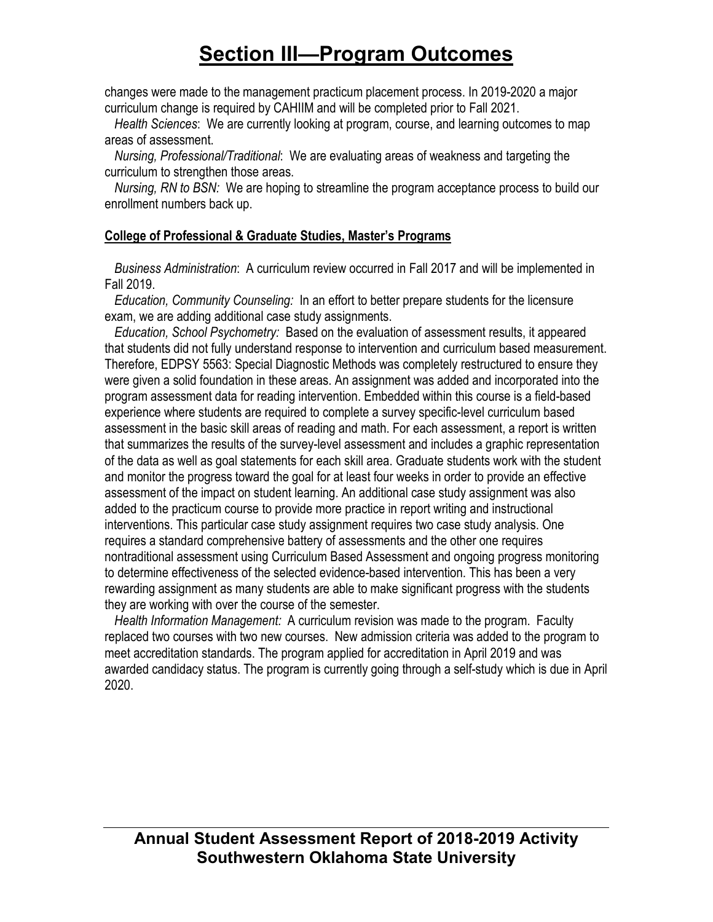changes were made to the management practicum placement process. In 2019-2020 a major curriculum change is required by CAHIIM and will be completed prior to Fall 2021.

*Health Sciences*: We are currently looking at program, course, and learning outcomes to map areas of assessment.

*Nursing, Professional/Traditional*: We are evaluating areas of weakness and targeting the curriculum to strengthen those areas.

*Nursing, RN to BSN:* We are hoping to streamline the program acceptance process to build our enrollment numbers back up.

**College of Professional & Graduate Studies, Master's Programs**

*Business Administration*: A curriculum review occurred in Fall 2017 and will be implemented in Fall 2019.

*Education, Community Counseling:* In an effort to better prepare students for the licensure exam, we are adding additional case study assignments.

*Education, School Psychometry:* Based on the evaluation of assessment results, it appeared that students did not fully understand response to intervention and curriculum based measurement. Therefore, EDPSY 5563: Special Diagnostic Methods was completely restructured to ensure they were given a solid foundation in these areas. An assignment was added and incorporated into the program assessment data for reading intervention. Embedded within this course is a field-based experience where students are required to complete a survey specific-level curriculum based assessment in the basic skill areas of reading and math. For each assessment, a report is written that summarizes the results of the survey-level assessment and includes a graphic representation of the data as well as goal statements for each skill area. Graduate students work with the student and monitor the progress toward the goal for at least four weeks in order to provide an effective assessment of the impact on student learning. An additional case study assignment was also added to the practicum course to provide more practice in report writing and instructional interventions. This particular case study assignment requires two case study analysis. One requires a standard comprehensive battery of assessments and the other one requires nontraditional assessment using Curriculum Based Assessment and ongoing progress monitoring to determine effectiveness of the selected evidence-based intervention. This has been a very rewarding assignment as many students are able to make significant progress with the students they are working with over the course of the semester.

*Health Information Management:* A curriculum revision was made to the program. Faculty replaced two courses with two new courses. New admission criteria was added to the program to meet accreditation standards. The program applied for accreditation in April 2019 and was awarded candidacy status. The program is currently going through a self-study which is due in April 2020.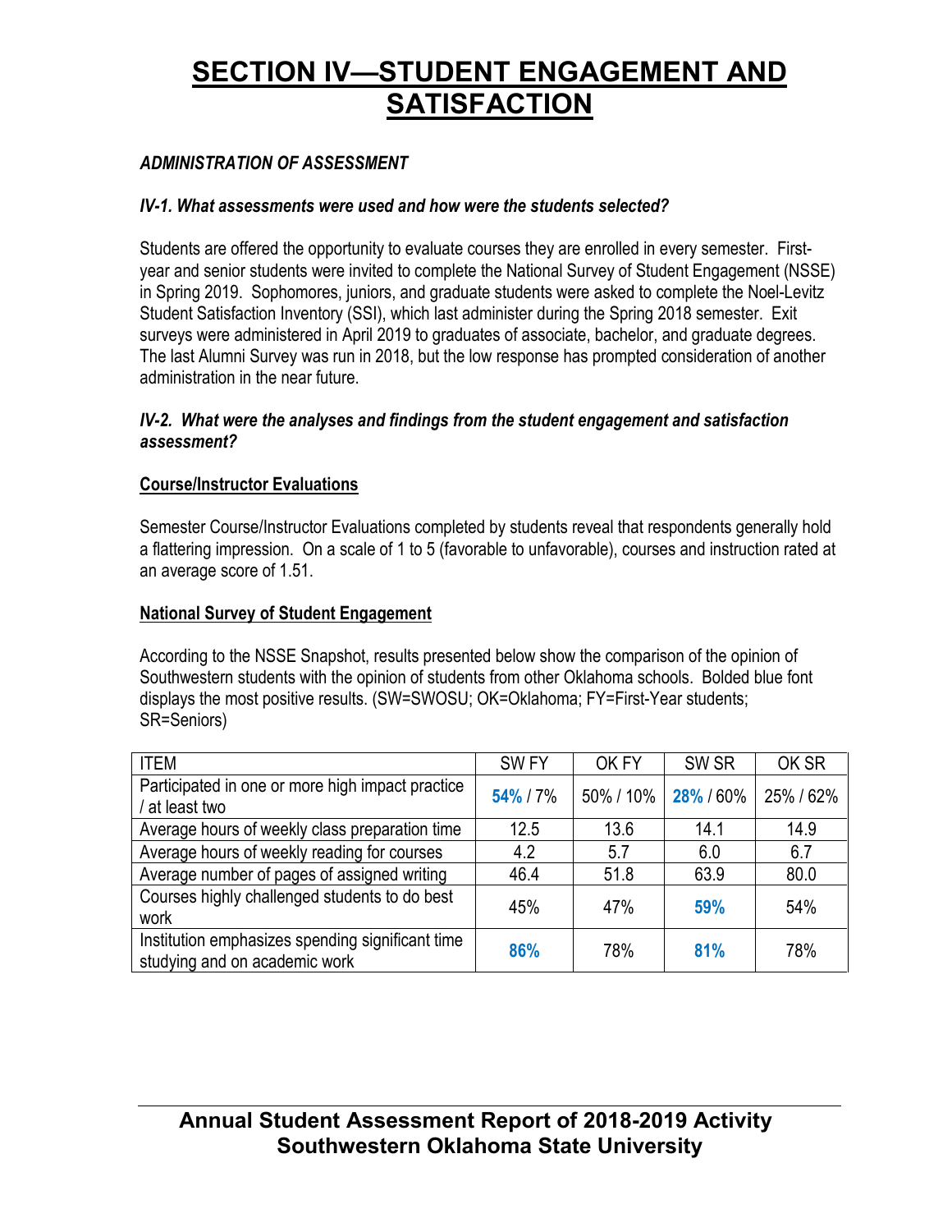# SECTION IV—STUDENT ENGAGEMENT AND SATISFACTION

### *ADMINISTRATION OF ASSESSMENT*

#### *IV-1. What assessments were used and how were the students selected?*

Students are offered the opportunity to evaluate courses they are enrolled in every semester. First-year and senior students were invited to complete the National Survey of Student Engagement (NSSE) in Spring 2019. Sophomores, juniors, and graduate students were asked to complete the Noel-Levitz Student Satisfaction Inventory (SSI), which last administer during the Spring 2018 semester. Exit surveys were administered in April 2019 to graduates of associate, bachelor, and graduate degrees. The last Alumni Survey was run in 2018, but the low response has prompted consideration of another administration in the near future.

#### *IV-2. What were the analyses and findings from the student engagement and satisfaction assessment?*

**Course/Instructor Evaluations**

Semester Course/Instructor Evaluations completed by students reveal that respondents generally hold a flattering impression. On a scale of 1 to 5 (favorable to unfavorable), courses and instruction rated at an average score of 1.51.

**National Survey of Student Engagement**

According to the NSSE Snapshot, results presented below show the comparison of the opinion of Southwestern students with the opinion of students from other Oklahoma schools. Bolded blue font displays the most positive results. (SW=SWOSU; OK=Oklahoma; FY=First-Year students; SR=Seniors)

| ITEM | SW FY | OK FY | SW SR | OK SR |
|---|---|---|---|---|
| Participated in one or more high impact practice / at least two | **54%** / 7% | 50% / 10% | **28%** / 60% | 25% / 62% |
| Average hours of weekly class preparation time | 12.5 | 13.6 | 14.1 | 14.9 |
| Average hours of weekly reading for courses | 4.2 | 5.7 | 6.0 | 6.7 |
| Average number of pages of assigned writing | 46.4 | 51.8 | 63.9 | 80.0 |
| Courses highly challenged students to do best work | 45% | 47% | **59%** | 54% |
| Institution emphasizes spending significant time studying and on academic work | **86%** | 78% | **81%** | 78% |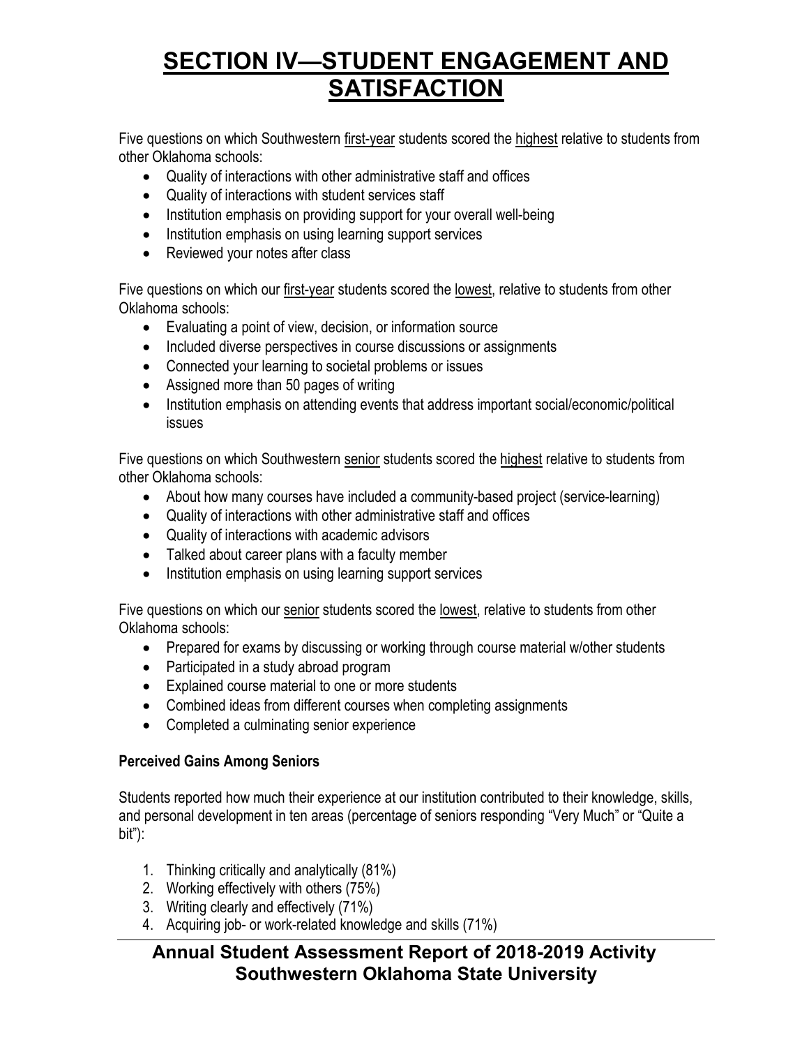# SECTION IV—STUDENT ENGAGEMENT AND SATISFACTION

Five questions on which Southwestern first-year students scored the highest relative to students from other Oklahoma schools:

- Quality of interactions with other administrative staff and offices
- Quality of interactions with student services staff
- Institution emphasis on providing support for your overall well-being
- Institution emphasis on using learning support services
- Reviewed your notes after class

Five questions on which our first-year students scored the lowest, relative to students from other Oklahoma schools:

- Evaluating a point of view, decision, or information source
- Included diverse perspectives in course discussions or assignments
- Connected your learning to societal problems or issues
- Assigned more than 50 pages of writing
- Institution emphasis on attending events that address important social/economic/political issues

Five questions on which Southwestern senior students scored the highest relative to students from other Oklahoma schools:

- About how many courses have included a community-based project (service-learning)
- Quality of interactions with other administrative staff and offices
- Quality of interactions with academic advisors
- Talked about career plans with a faculty member
- Institution emphasis on using learning support services

Five questions on which our senior students scored the lowest, relative to students from other Oklahoma schools:

- Prepared for exams by discussing or working through course material w/other students
- Participated in a study abroad program
- Explained course material to one or more students
- Combined ideas from different courses when completing assignments
- Completed a culminating senior experience

**Perceived Gains Among Seniors**

Students reported how much their experience at our institution contributed to their knowledge, skills, and personal development in ten areas (percentage of seniors responding "Very Much" or "Quite a bit"):

1. Thinking critically and analytically (81%)
2. Working effectively with others (75%)
3. Writing clearly and effectively (71%)
4. Acquiring job- or work-related knowledge and skills (71%)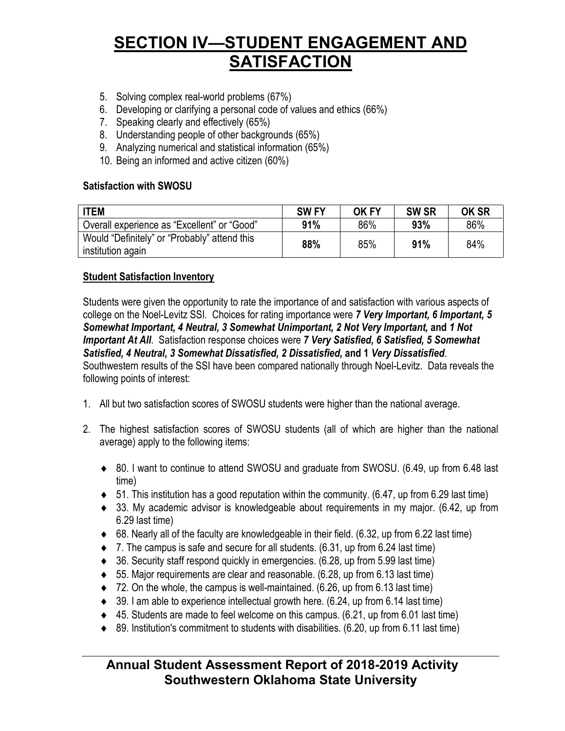# SECTION IV—STUDENT ENGAGEMENT AND SATISFACTION

5. Solving complex real-world problems (67%)
6. Developing or clarifying a personal code of values and ethics (66%)
7. Speaking clearly and effectively (65%)
8. Understanding people of other backgrounds (65%)
9. Analyzing numerical and statistical information (65%)
10. Being an informed and active citizen (60%)

**Satisfaction with SWOSU**

| ITEM | SW FY | OK FY | SW SR | OK SR |
|---|---|---|---|---|
| Overall experience as “Excellent” or “Good” | **91%** | 86% | **93%** | 86% |
| Would “Definitely” or “Probably” attend this institution again | **88%** | 85% | **91%** | 84% |

**Student Satisfaction Inventory**

Students were given the opportunity to rate the importance of and satisfaction with various aspects of college on the Noel-Levitz SSI. Choices for rating importance were ***7 Very Important, 6 Important, 5 Somewhat Important, 4 Neutral, 3 Somewhat Unimportant, 2 Not Very Important,*** **and** ***1 Not Important At All***. Satisfaction response choices were ***7 Very Satisfied, 6 Satisfied, 5 Somewhat Satisfied, 4 Neutral, 3 Somewhat Dissatisfied, 2 Dissatisfied,*** **and 1** ***Very Dissatisfied***. Southwestern results of the SSI have been compared nationally through Noel-Levitz. Data reveals the following points of interest:

1. All but two satisfaction scores of SWOSU students were higher than the national average.

2. The highest satisfaction scores of SWOSU students (all of which are higher than the national average) apply to the following items:

   - 80. I want to continue to attend SWOSU and graduate from SWOSU. (6.49, up from 6.48 last time)
   - 51. This institution has a good reputation within the community. (6.47, up from 6.29 last time)
   - 33. My academic advisor is knowledgeable about requirements in my major. (6.42, up from 6.29 last time)
   - 68. Nearly all of the faculty are knowledgeable in their field. (6.32, up from 6.22 last time)
   - 7. The campus is safe and secure for all students. (6.31, up from 6.24 last time)
   - 36. Security staff respond quickly in emergencies. (6.28, up from 5.99 last time)
   - 55. Major requirements are clear and reasonable. (6.28, up from 6.13 last time)
   - 72. On the whole, the campus is well-maintained. (6.26, up from 6.13 last time)
   - 39. I am able to experience intellectual growth here. (6.24, up from 6.14 last time)
   - 45. Students are made to feel welcome on this campus. (6.21, up from 6.01 last time)
   - 89. Institution's commitment to students with disabilities. (6.20, up from 6.11 last time)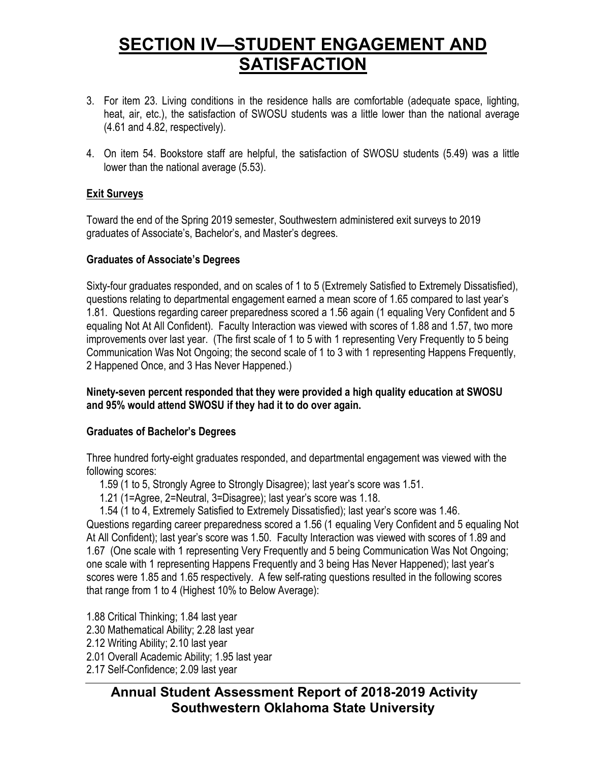# SECTION IV—STUDENT ENGAGEMENT AND SATISFACTION

3. For item 23. Living conditions in the residence halls are comfortable (adequate space, lighting, heat, air, etc.), the satisfaction of SWOSU students was a little lower than the national average (4.61 and 4.82, respectively).

4. On item 54. Bookstore staff are helpful, the satisfaction of SWOSU students (5.49) was a little lower than the national average (5.53).

## Exit Surveys

Toward the end of the Spring 2019 semester, Southwestern administered exit surveys to 2019 graduates of Associate's, Bachelor's, and Master's degrees.

### Graduates of Associate's Degrees

Sixty-four graduates responded, and on scales of 1 to 5 (Extremely Satisfied to Extremely Dissatisfied), questions relating to departmental engagement earned a mean score of 1.65 compared to last year's 1.81. Questions regarding career preparedness scored a 1.56 again (1 equaling Very Confident and 5 equaling Not At All Confident). Faculty Interaction was viewed with scores of 1.88 and 1.57, two more improvements over last year. (The first scale of 1 to 5 with 1 representing Very Frequently to 5 being Communication Was Not Ongoing; the second scale of 1 to 3 with 1 representing Happens Frequently, 2 Happened Once, and 3 Has Never Happened.)

**Ninety-seven percent responded that they were provided a high quality education at SWOSU and 95% would attend SWOSU if they had it to do over again.**

### Graduates of Bachelor's Degrees

Three hundred forty-eight graduates responded, and departmental engagement was viewed with the following scores:

1.59 (1 to 5, Strongly Agree to Strongly Disagree); last year's score was 1.51.
1.21 (1=Agree, 2=Neutral, 3=Disagree); last year's score was 1.18.
1.54 (1 to 4, Extremely Satisfied to Extremely Dissatisfied); last year's score was 1.46.

Questions regarding career preparedness scored a 1.56 (1 equaling Very Confident and 5 equaling Not At All Confident); last year's score was 1.50. Faculty Interaction was viewed with scores of 1.89 and 1.67 (One scale with 1 representing Very Frequently and 5 being Communication Was Not Ongoing; one scale with 1 representing Happens Frequently and 3 being Has Never Happened); last year's scores were 1.85 and 1.65 respectively. A few self-rating questions resulted in the following scores that range from 1 to 4 (Highest 10% to Below Average):

1.88 Critical Thinking; 1.84 last year
2.30 Mathematical Ability; 2.28 last year
2.12 Writing Ability; 2.10 last year
2.01 Overall Academic Ability; 1.95 last year
2.17 Self-Confidence; 2.09 last year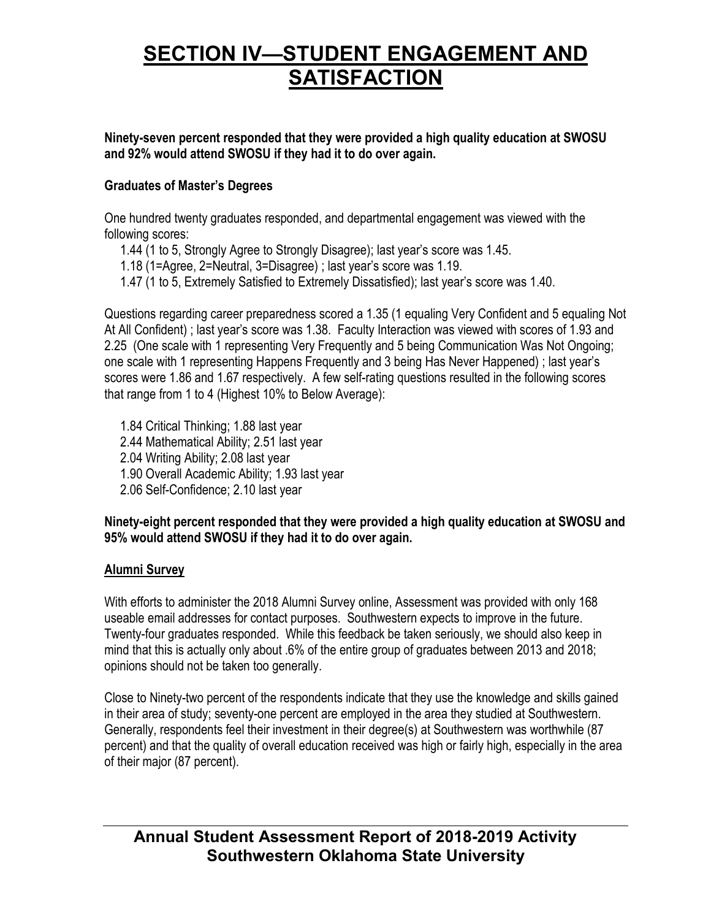# SECTION IV—STUDENT ENGAGEMENT AND SATISFACTION

**Ninety-seven percent responded that they were provided a high quality education at SWOSU and 92% would attend SWOSU if they had it to do over again.**

**Graduates of Master's Degrees**

One hundred twenty graduates responded, and departmental engagement was viewed with the following scores:

1.44 (1 to 5, Strongly Agree to Strongly Disagree); last year's score was 1.45.
1.18 (1=Agree, 2=Neutral, 3=Disagree) ; last year's score was 1.19.
1.47 (1 to 5, Extremely Satisfied to Extremely Dissatisfied); last year's score was 1.40.

Questions regarding career preparedness scored a 1.35 (1 equaling Very Confident and 5 equaling Not At All Confident) ; last year's score was 1.38. Faculty Interaction was viewed with scores of 1.93 and 2.25 (One scale with 1 representing Very Frequently and 5 being Communication Was Not Ongoing; one scale with 1 representing Happens Frequently and 3 being Has Never Happened) ; last year's scores were 1.86 and 1.67 respectively. A few self-rating questions resulted in the following scores that range from 1 to 4 (Highest 10% to Below Average):

1.84 Critical Thinking; 1.88 last year
2.44 Mathematical Ability; 2.51 last year
2.04 Writing Ability; 2.08 last year
1.90 Overall Academic Ability; 1.93 last year
2.06 Self-Confidence; 2.10 last year

**Ninety-eight percent responded that they were provided a high quality education at SWOSU and 95% would attend SWOSU if they had it to do over again.**

**Alumni Survey**

With efforts to administer the 2018 Alumni Survey online, Assessment was provided with only 168 useable email addresses for contact purposes. Southwestern expects to improve in the future. Twenty-four graduates responded. While this feedback be taken seriously, we should also keep in mind that this is actually only about .6% of the entire group of graduates between 2013 and 2018; opinions should not be taken too generally.

Close to Ninety-two percent of the respondents indicate that they use the knowledge and skills gained in their area of study; seventy-one percent are employed in the area they studied at Southwestern. Generally, respondents feel their investment in their degree(s) at Southwestern was worthwhile (87 percent) and that the quality of overall education received was high or fairly high, especially in the area of their major (87 percent).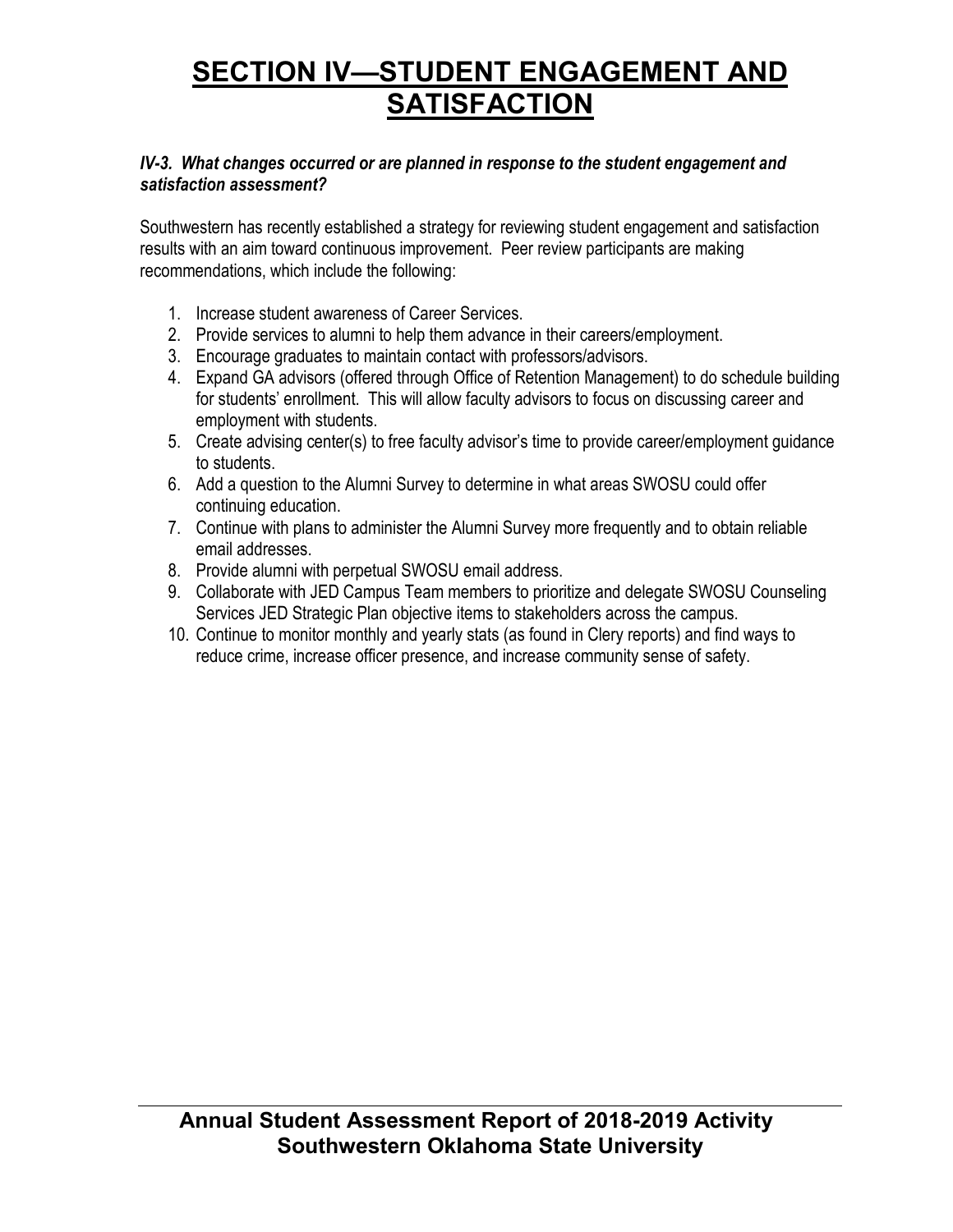# SECTION IV—STUDENT ENGAGEMENT AND SATISFACTION

***IV-3. What changes occurred or are planned in response to the student engagement and satisfaction assessment?***

Southwestern has recently established a strategy for reviewing student engagement and satisfaction results with an aim toward continuous improvement. Peer review participants are making recommendations, which include the following:

1. Increase student awareness of Career Services.
2. Provide services to alumni to help them advance in their careers/employment.
3. Encourage graduates to maintain contact with professors/advisors.
4. Expand GA advisors (offered through Office of Retention Management) to do schedule building for students' enrollment. This will allow faculty advisors to focus on discussing career and employment with students.
5. Create advising center(s) to free faculty advisor's time to provide career/employment guidance to students.
6. Add a question to the Alumni Survey to determine in what areas SWOSU could offer continuing education.
7. Continue with plans to administer the Alumni Survey more frequently and to obtain reliable email addresses.
8. Provide alumni with perpetual SWOSU email address.
9. Collaborate with JED Campus Team members to prioritize and delegate SWOSU Counseling Services JED Strategic Plan objective items to stakeholders across the campus.
10. Continue to monitor monthly and yearly stats (as found in Clery reports) and find ways to reduce crime, increase officer presence, and increase community sense of safety.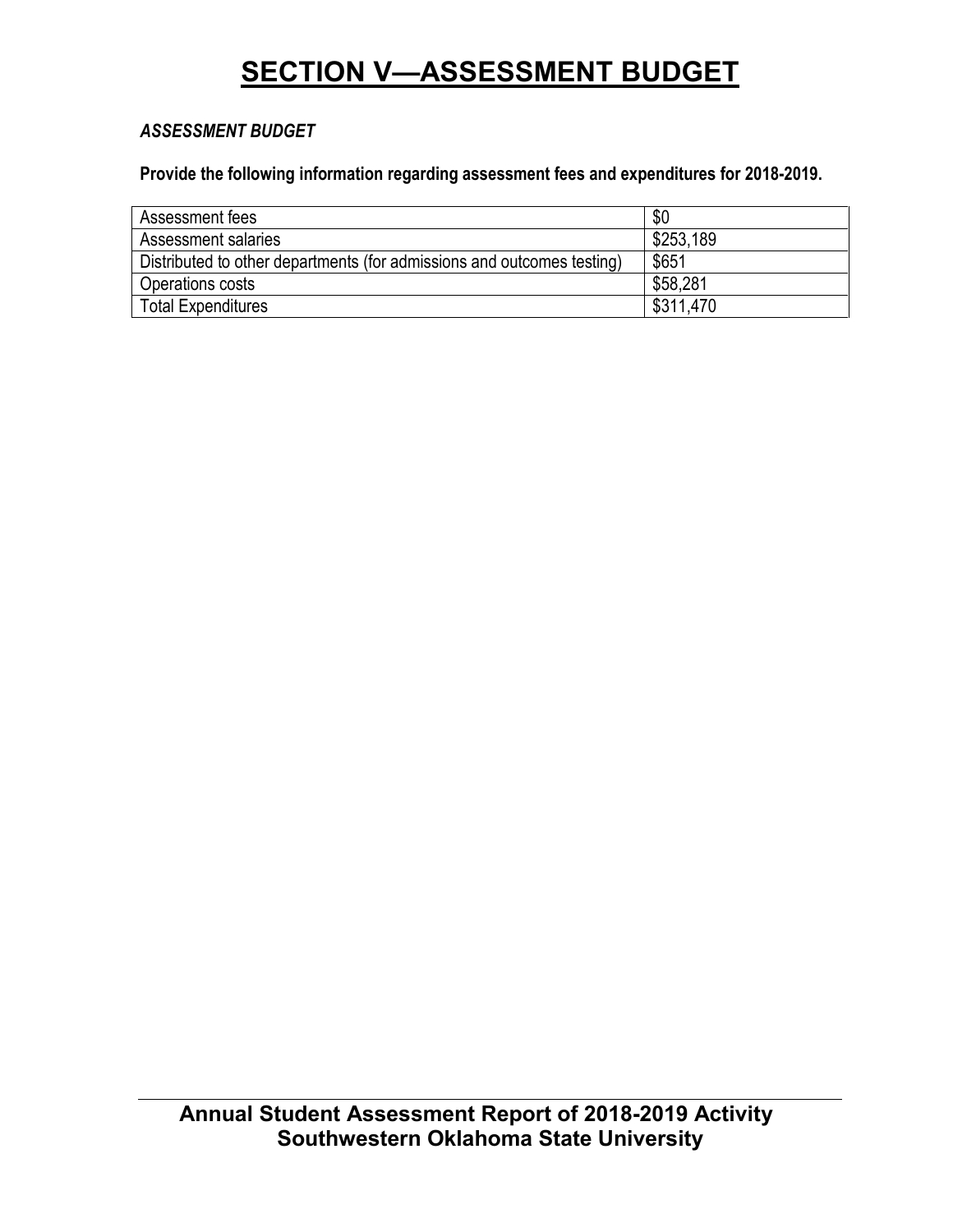# SECTION V—ASSESSMENT BUDGET

***ASSESSMENT BUDGET***

**Provide the following information regarding assessment fees and expenditures for 2018-2019.**

| | |
|---|---|
| Assessment fees | $0 |
| Assessment salaries | $253,189 |
| Distributed to other departments (for admissions and outcomes testing) | $651 |
| Operations costs | $58,281 |
| Total Expenditures | $311,470 |